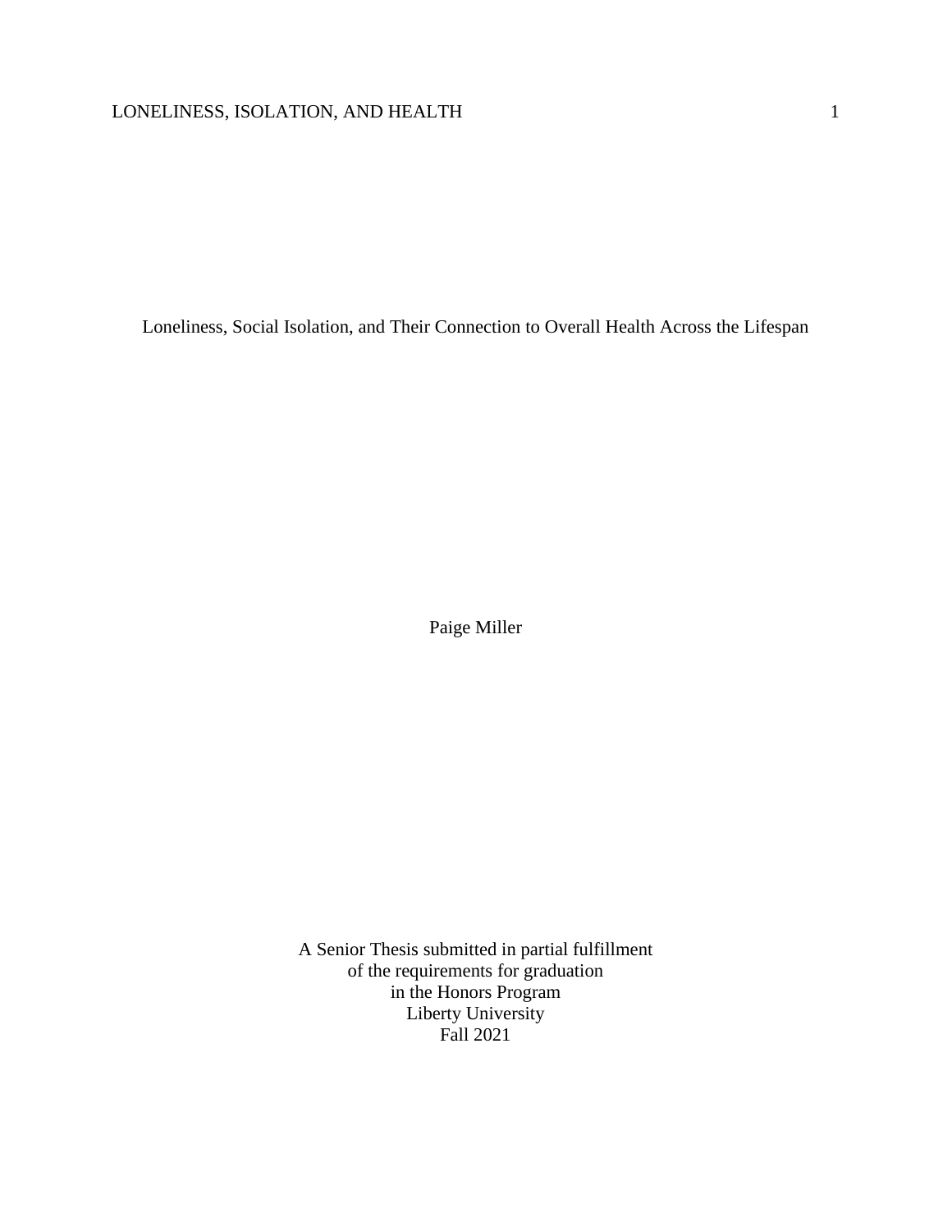# Loneliness, Social Isolation, and Their Connection to Overall Health Across the Lifespan

Paige Miller

A Senior Thesis submitted in partial fulfillment
of the requirements for graduation
in the Honors Program
Liberty University
Fall 2021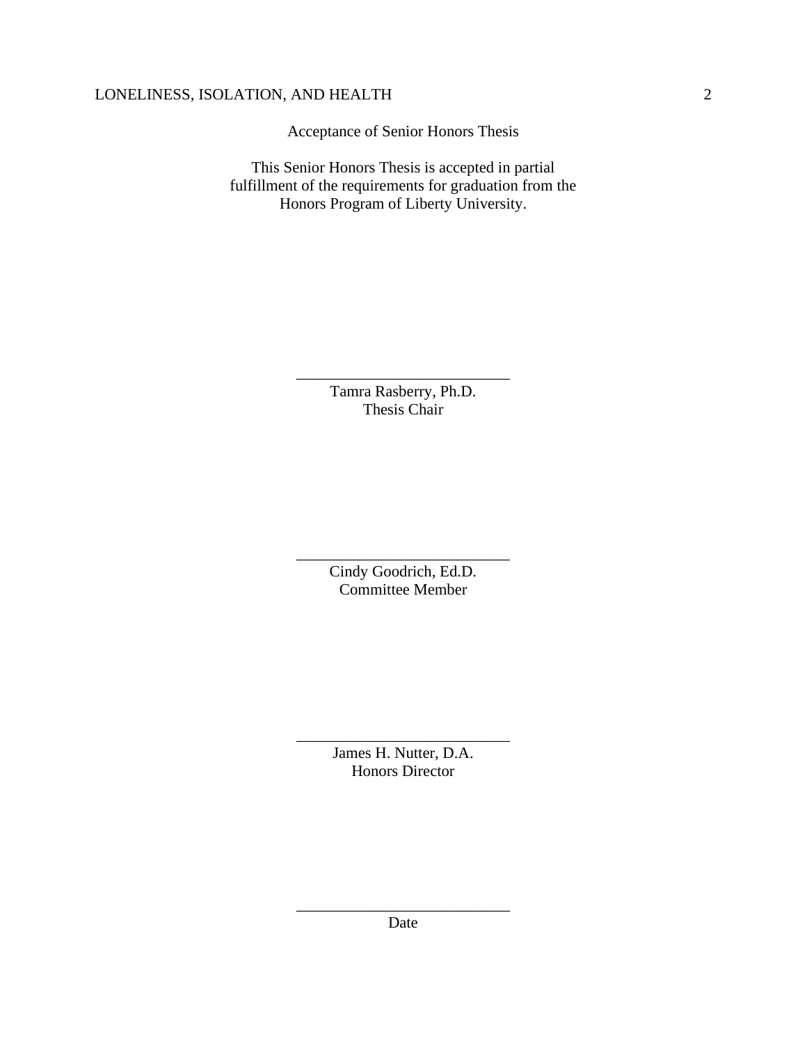Acceptance of Senior Honors Thesis

This Senior Honors Thesis is accepted in partial fulfillment of the requirements for graduation from the Honors Program of Liberty University.

______________________________
Tamra Rasberry, Ph.D.
Thesis Chair

______________________________
Cindy Goodrich, Ed.D.
Committee Member

______________________________
James H. Nutter, D.A.
Honors Director

______________________________
Date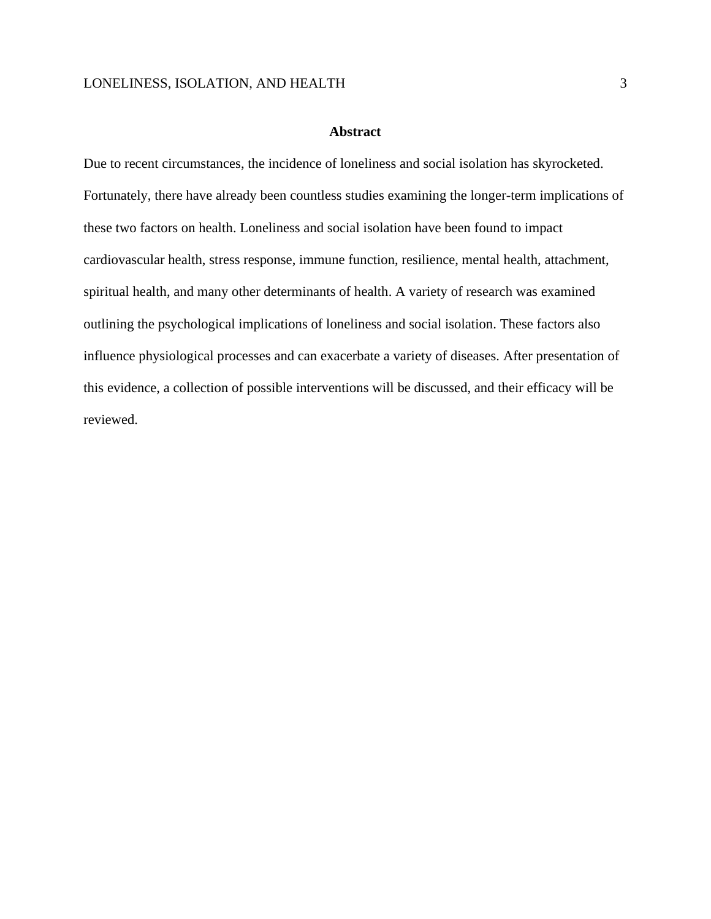## Abstract

Due to recent circumstances, the incidence of loneliness and social isolation has skyrocketed. Fortunately, there have already been countless studies examining the longer-term implications of these two factors on health. Loneliness and social isolation have been found to impact cardiovascular health, stress response, immune function, resilience, mental health, attachment, spiritual health, and many other determinants of health. A variety of research was examined outlining the psychological implications of loneliness and social isolation. These factors also influence physiological processes and can exacerbate a variety of diseases. After presentation of this evidence, a collection of possible interventions will be discussed, and their efficacy will be reviewed.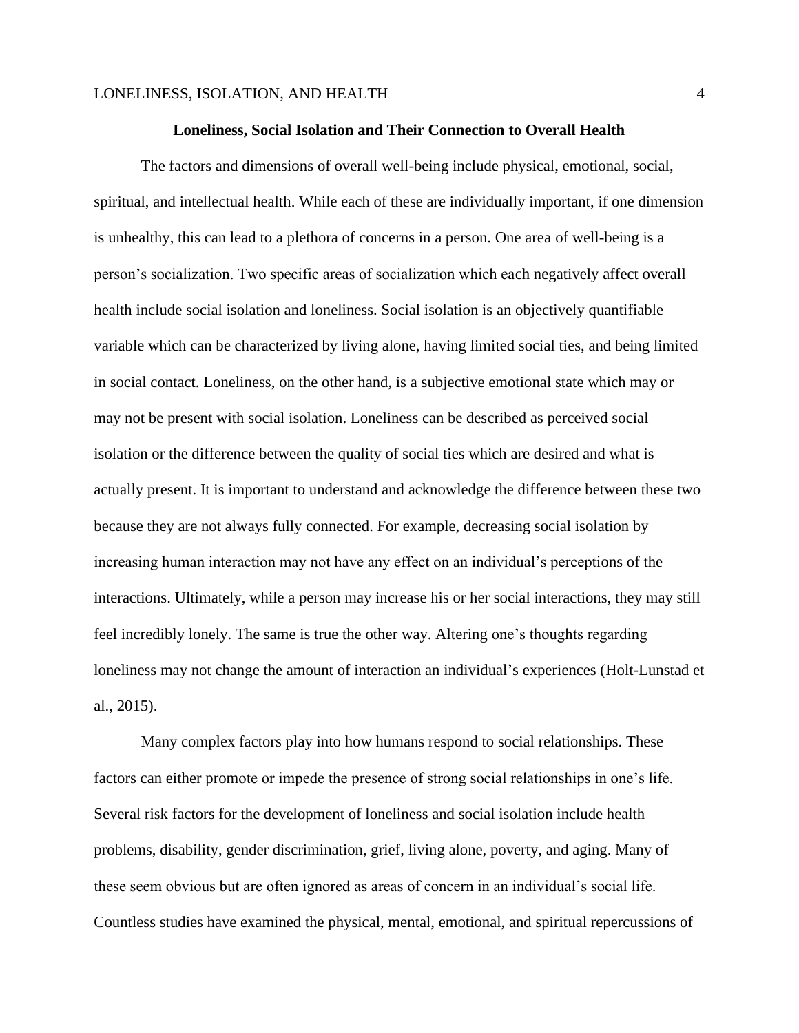## Loneliness, Social Isolation and Their Connection to Overall Health

The factors and dimensions of overall well-being include physical, emotional, social, spiritual, and intellectual health. While each of these are individually important, if one dimension is unhealthy, this can lead to a plethora of concerns in a person. One area of well-being is a person's socialization. Two specific areas of socialization which each negatively affect overall health include social isolation and loneliness. Social isolation is an objectively quantifiable variable which can be characterized by living alone, having limited social ties, and being limited in social contact. Loneliness, on the other hand, is a subjective emotional state which may or may not be present with social isolation. Loneliness can be described as perceived social isolation or the difference between the quality of social ties which are desired and what is actually present. It is important to understand and acknowledge the difference between these two because they are not always fully connected. For example, decreasing social isolation by increasing human interaction may not have any effect on an individual's perceptions of the interactions. Ultimately, while a person may increase his or her social interactions, they may still feel incredibly lonely. The same is true the other way. Altering one's thoughts regarding loneliness may not change the amount of interaction an individual's experiences (Holt-Lunstad et al., 2015).

Many complex factors play into how humans respond to social relationships. These factors can either promote or impede the presence of strong social relationships in one's life. Several risk factors for the development of loneliness and social isolation include health problems, disability, gender discrimination, grief, living alone, poverty, and aging. Many of these seem obvious but are often ignored as areas of concern in an individual's social life. Countless studies have examined the physical, mental, emotional, and spiritual repercussions of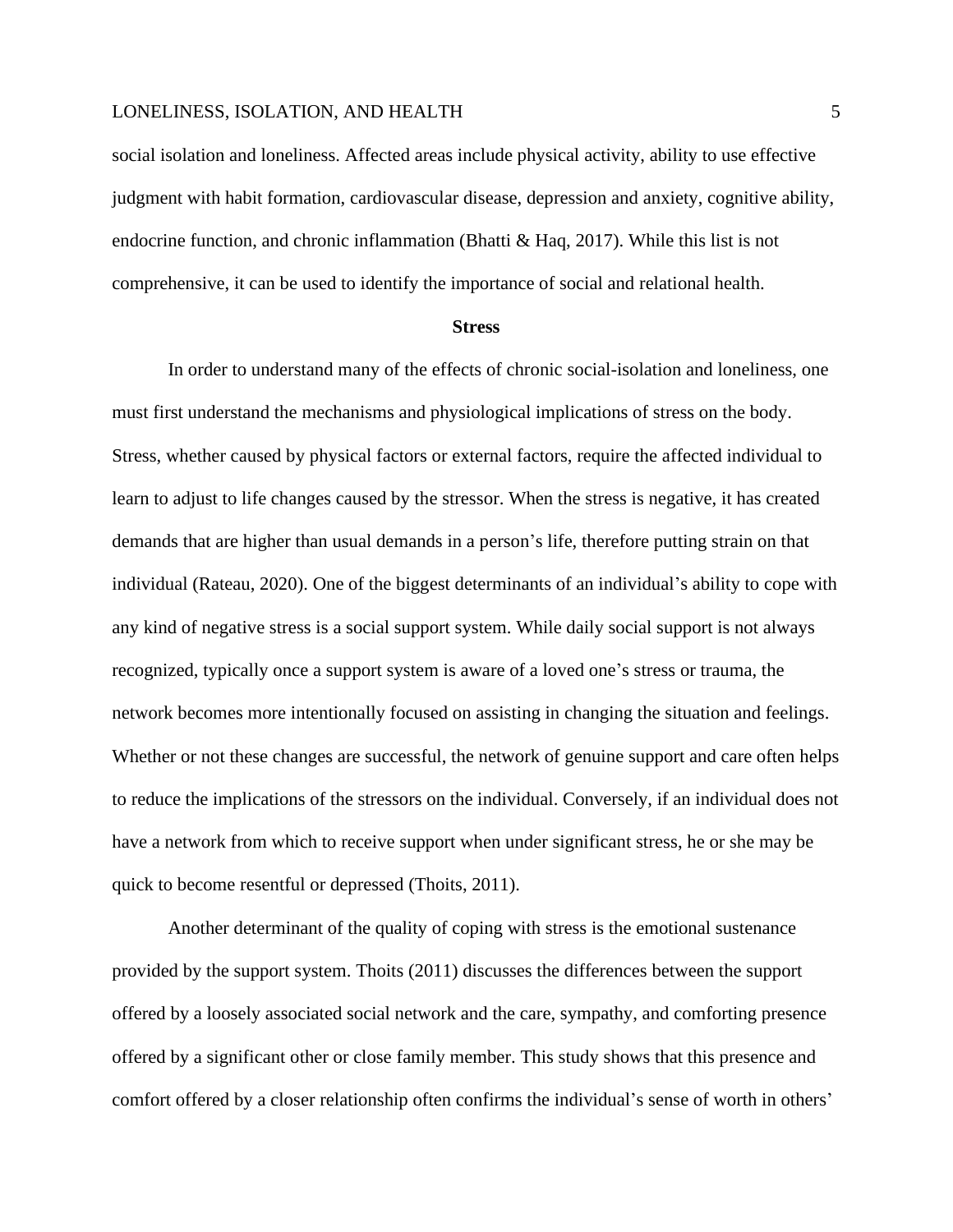social isolation and loneliness. Affected areas include physical activity, ability to use effective judgment with habit formation, cardiovascular disease, depression and anxiety, cognitive ability, endocrine function, and chronic inflammation (Bhatti & Haq, 2017). While this list is not comprehensive, it can be used to identify the importance of social and relational health.

## Stress

In order to understand many of the effects of chronic social-isolation and loneliness, one must first understand the mechanisms and physiological implications of stress on the body. Stress, whether caused by physical factors or external factors, require the affected individual to learn to adjust to life changes caused by the stressor. When the stress is negative, it has created demands that are higher than usual demands in a person's life, therefore putting strain on that individual (Rateau, 2020). One of the biggest determinants of an individual's ability to cope with any kind of negative stress is a social support system. While daily social support is not always recognized, typically once a support system is aware of a loved one's stress or trauma, the network becomes more intentionally focused on assisting in changing the situation and feelings. Whether or not these changes are successful, the network of genuine support and care often helps to reduce the implications of the stressors on the individual. Conversely, if an individual does not have a network from which to receive support when under significant stress, he or she may be quick to become resentful or depressed (Thoits, 2011).

Another determinant of the quality of coping with stress is the emotional sustenance provided by the support system. Thoits (2011) discusses the differences between the support offered by a loosely associated social network and the care, sympathy, and comforting presence offered by a significant other or close family member. This study shows that this presence and comfort offered by a closer relationship often confirms the individual's sense of worth in others'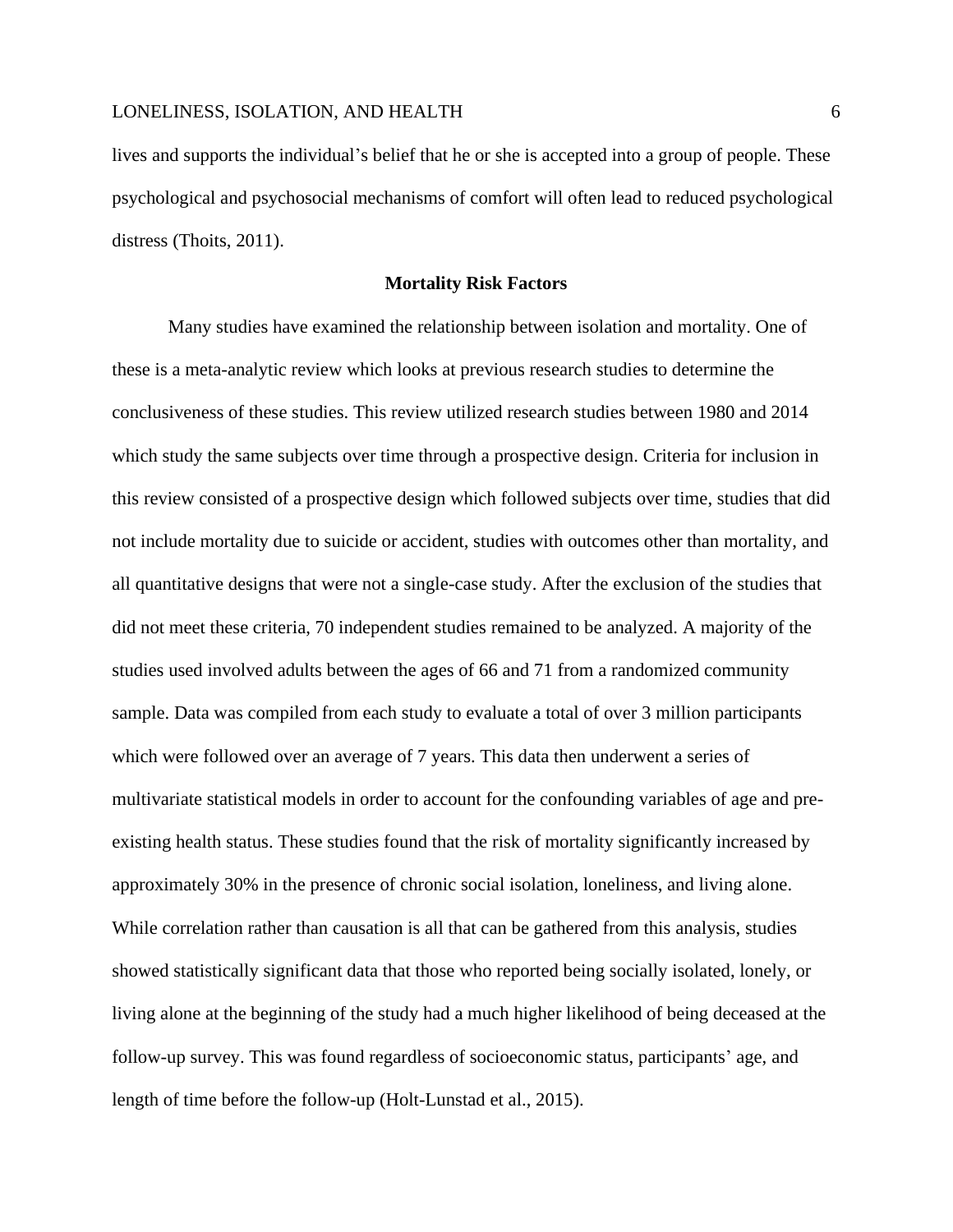lives and supports the individual's belief that he or she is accepted into a group of people. These psychological and psychosocial mechanisms of comfort will often lead to reduced psychological distress (Thoits, 2011).

## Mortality Risk Factors

Many studies have examined the relationship between isolation and mortality. One of these is a meta-analytic review which looks at previous research studies to determine the conclusiveness of these studies. This review utilized research studies between 1980 and 2014 which study the same subjects over time through a prospective design. Criteria for inclusion in this review consisted of a prospective design which followed subjects over time, studies that did not include mortality due to suicide or accident, studies with outcomes other than mortality, and all quantitative designs that were not a single-case study. After the exclusion of the studies that did not meet these criteria, 70 independent studies remained to be analyzed. A majority of the studies used involved adults between the ages of 66 and 71 from a randomized community sample. Data was compiled from each study to evaluate a total of over 3 million participants which were followed over an average of 7 years. This data then underwent a series of multivariate statistical models in order to account for the confounding variables of age and pre-existing health status. These studies found that the risk of mortality significantly increased by approximately 30% in the presence of chronic social isolation, loneliness, and living alone. While correlation rather than causation is all that can be gathered from this analysis, studies showed statistically significant data that those who reported being socially isolated, lonely, or living alone at the beginning of the study had a much higher likelihood of being deceased at the follow-up survey. This was found regardless of socioeconomic status, participants' age, and length of time before the follow-up (Holt-Lunstad et al., 2015).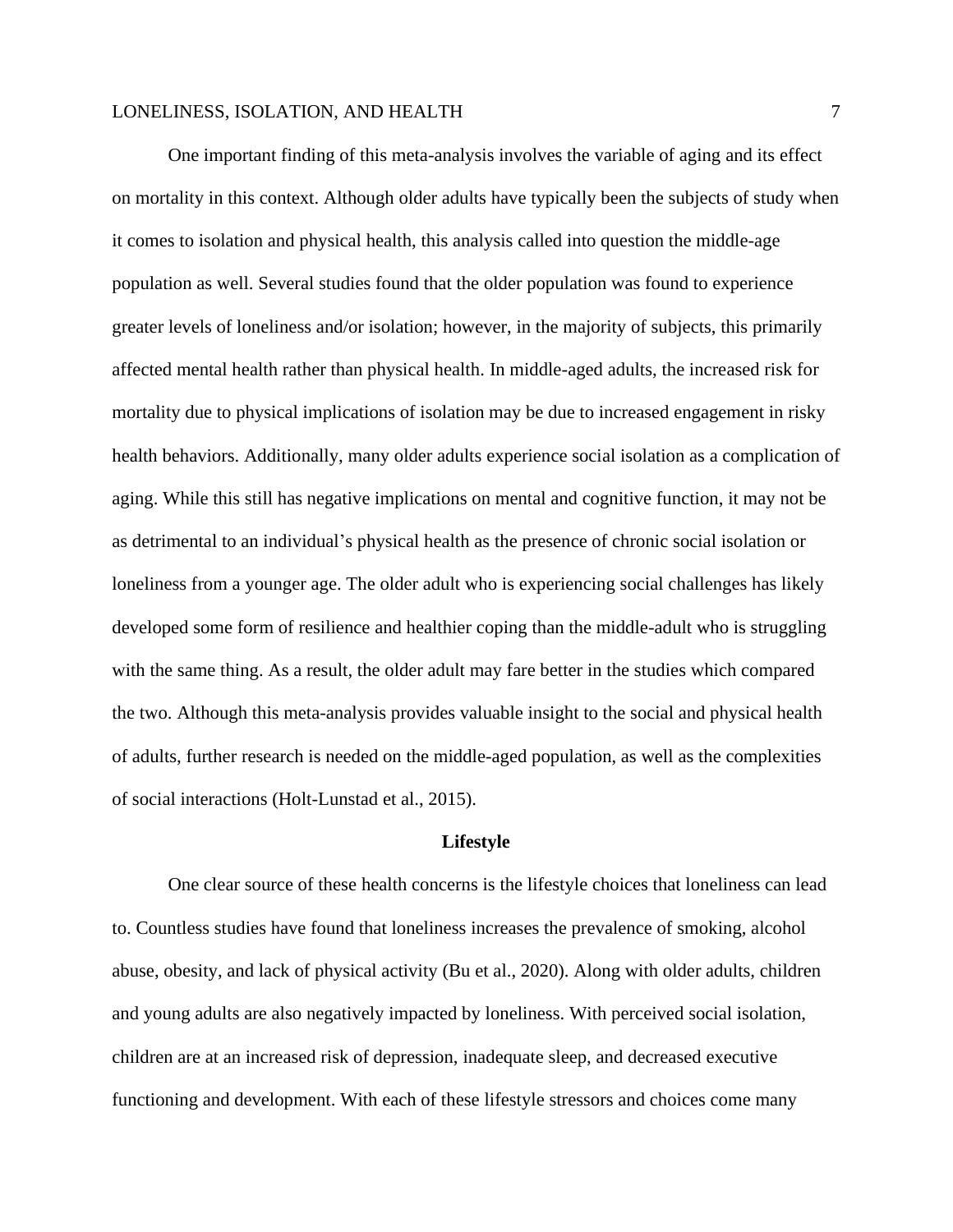One important finding of this meta-analysis involves the variable of aging and its effect on mortality in this context. Although older adults have typically been the subjects of study when it comes to isolation and physical health, this analysis called into question the middle-age population as well. Several studies found that the older population was found to experience greater levels of loneliness and/or isolation; however, in the majority of subjects, this primarily affected mental health rather than physical health. In middle-aged adults, the increased risk for mortality due to physical implications of isolation may be due to increased engagement in risky health behaviors. Additionally, many older adults experience social isolation as a complication of aging. While this still has negative implications on mental and cognitive function, it may not be as detrimental to an individual's physical health as the presence of chronic social isolation or loneliness from a younger age. The older adult who is experiencing social challenges has likely developed some form of resilience and healthier coping than the middle-adult who is struggling with the same thing. As a result, the older adult may fare better in the studies which compared the two. Although this meta-analysis provides valuable insight to the social and physical health of adults, further research is needed on the middle-aged population, as well as the complexities of social interactions (Holt-Lunstad et al., 2015).

## Lifestyle

One clear source of these health concerns is the lifestyle choices that loneliness can lead to. Countless studies have found that loneliness increases the prevalence of smoking, alcohol abuse, obesity, and lack of physical activity (Bu et al., 2020). Along with older adults, children and young adults are also negatively impacted by loneliness. With perceived social isolation, children are at an increased risk of depression, inadequate sleep, and decreased executive functioning and development. With each of these lifestyle stressors and choices come many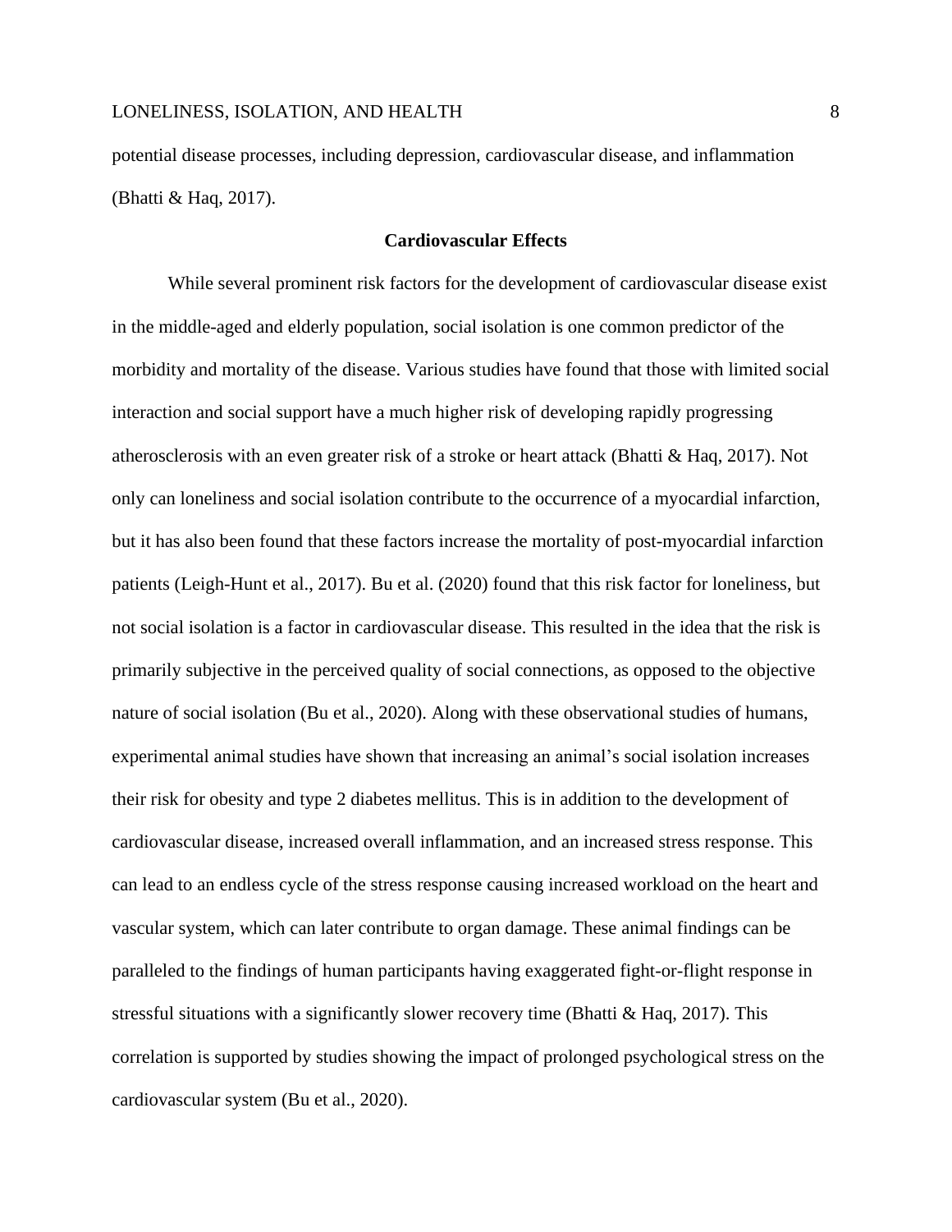potential disease processes, including depression, cardiovascular disease, and inflammation (Bhatti & Haq, 2017).

## Cardiovascular Effects

While several prominent risk factors for the development of cardiovascular disease exist in the middle-aged and elderly population, social isolation is one common predictor of the morbidity and mortality of the disease. Various studies have found that those with limited social interaction and social support have a much higher risk of developing rapidly progressing atherosclerosis with an even greater risk of a stroke or heart attack (Bhatti & Haq, 2017). Not only can loneliness and social isolation contribute to the occurrence of a myocardial infarction, but it has also been found that these factors increase the mortality of post-myocardial infarction patients (Leigh-Hunt et al., 2017). Bu et al. (2020) found that this risk factor for loneliness, but not social isolation is a factor in cardiovascular disease. This resulted in the idea that the risk is primarily subjective in the perceived quality of social connections, as opposed to the objective nature of social isolation (Bu et al., 2020). Along with these observational studies of humans, experimental animal studies have shown that increasing an animal's social isolation increases their risk for obesity and type 2 diabetes mellitus. This is in addition to the development of cardiovascular disease, increased overall inflammation, and an increased stress response. This can lead to an endless cycle of the stress response causing increased workload on the heart and vascular system, which can later contribute to organ damage. These animal findings can be paralleled to the findings of human participants having exaggerated fight-or-flight response in stressful situations with a significantly slower recovery time (Bhatti & Haq, 2017). This correlation is supported by studies showing the impact of prolonged psychological stress on the cardiovascular system (Bu et al., 2020).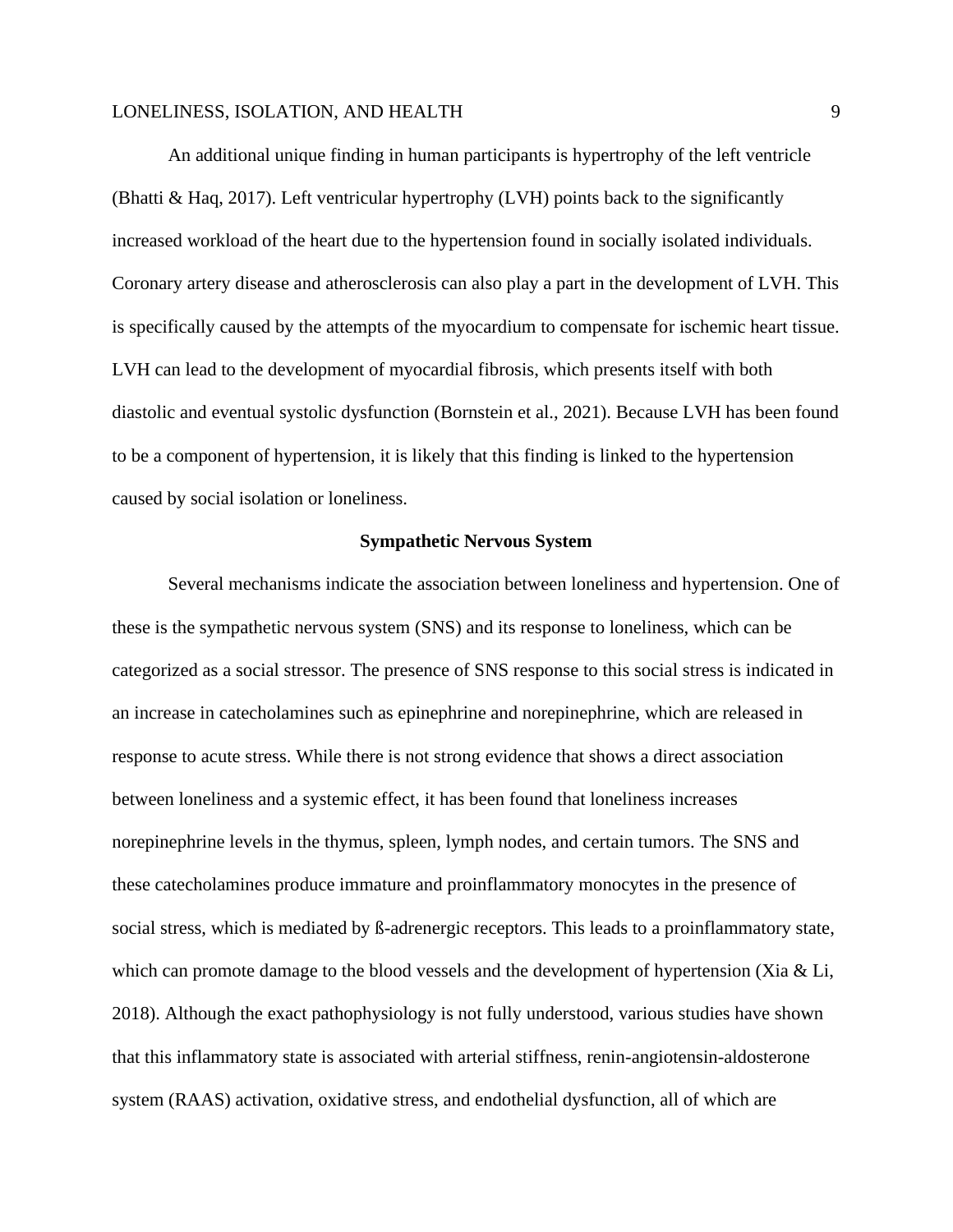An additional unique finding in human participants is hypertrophy of the left ventricle (Bhatti & Haq, 2017). Left ventricular hypertrophy (LVH) points back to the significantly increased workload of the heart due to the hypertension found in socially isolated individuals. Coronary artery disease and atherosclerosis can also play a part in the development of LVH. This is specifically caused by the attempts of the myocardium to compensate for ischemic heart tissue. LVH can lead to the development of myocardial fibrosis, which presents itself with both diastolic and eventual systolic dysfunction (Bornstein et al., 2021). Because LVH has been found to be a component of hypertension, it is likely that this finding is linked to the hypertension caused by social isolation or loneliness.

## Sympathetic Nervous System

Several mechanisms indicate the association between loneliness and hypertension. One of these is the sympathetic nervous system (SNS) and its response to loneliness, which can be categorized as a social stressor. The presence of SNS response to this social stress is indicated in an increase in catecholamines such as epinephrine and norepinephrine, which are released in response to acute stress. While there is not strong evidence that shows a direct association between loneliness and a systemic effect, it has been found that loneliness increases norepinephrine levels in the thymus, spleen, lymph nodes, and certain tumors. The SNS and these catecholamines produce immature and proinflammatory monocytes in the presence of social stress, which is mediated by ß-adrenergic receptors. This leads to a proinflammatory state, which can promote damage to the blood vessels and the development of hypertension (Xia & Li, 2018). Although the exact pathophysiology is not fully understood, various studies have shown that this inflammatory state is associated with arterial stiffness, renin-angiotensin-aldosterone system (RAAS) activation, oxidative stress, and endothelial dysfunction, all of which are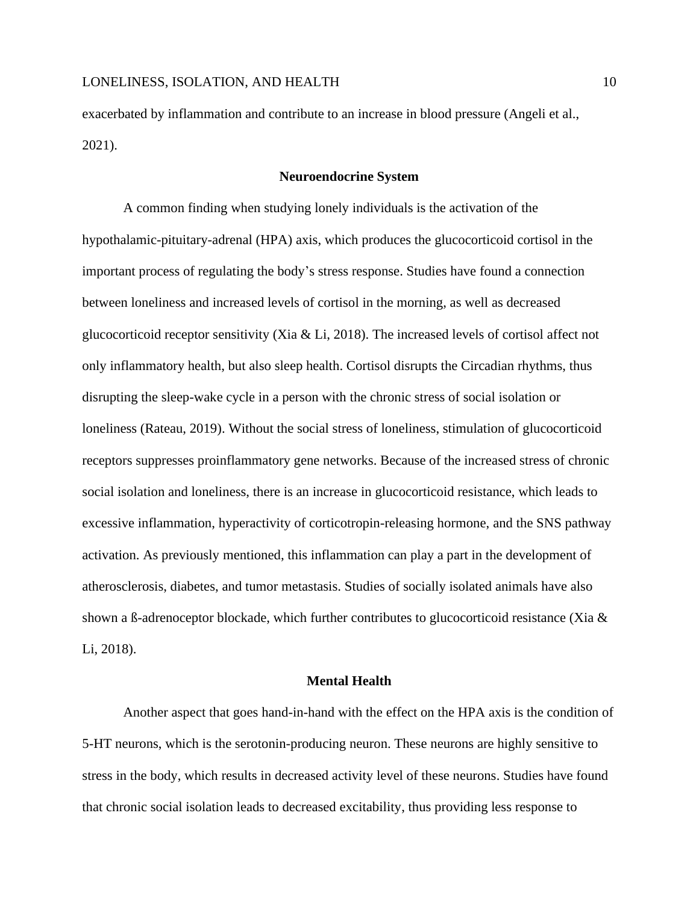exacerbated by inflammation and contribute to an increase in blood pressure (Angeli et al., 2021).

## Neuroendocrine System

A common finding when studying lonely individuals is the activation of the hypothalamic-pituitary-adrenal (HPA) axis, which produces the glucocorticoid cortisol in the important process of regulating the body's stress response. Studies have found a connection between loneliness and increased levels of cortisol in the morning, as well as decreased glucocorticoid receptor sensitivity (Xia & Li, 2018). The increased levels of cortisol affect not only inflammatory health, but also sleep health. Cortisol disrupts the Circadian rhythms, thus disrupting the sleep-wake cycle in a person with the chronic stress of social isolation or loneliness (Rateau, 2019). Without the social stress of loneliness, stimulation of glucocorticoid receptors suppresses proinflammatory gene networks. Because of the increased stress of chronic social isolation and loneliness, there is an increase in glucocorticoid resistance, which leads to excessive inflammation, hyperactivity of corticotropin-releasing hormone, and the SNS pathway activation. As previously mentioned, this inflammation can play a part in the development of atherosclerosis, diabetes, and tumor metastasis. Studies of socially isolated animals have also shown a ß-adrenoceptor blockade, which further contributes to glucocorticoid resistance (Xia & Li, 2018).

## Mental Health

Another aspect that goes hand-in-hand with the effect on the HPA axis is the condition of 5-HT neurons, which is the serotonin-producing neuron. These neurons are highly sensitive to stress in the body, which results in decreased activity level of these neurons. Studies have found that chronic social isolation leads to decreased excitability, thus providing less response to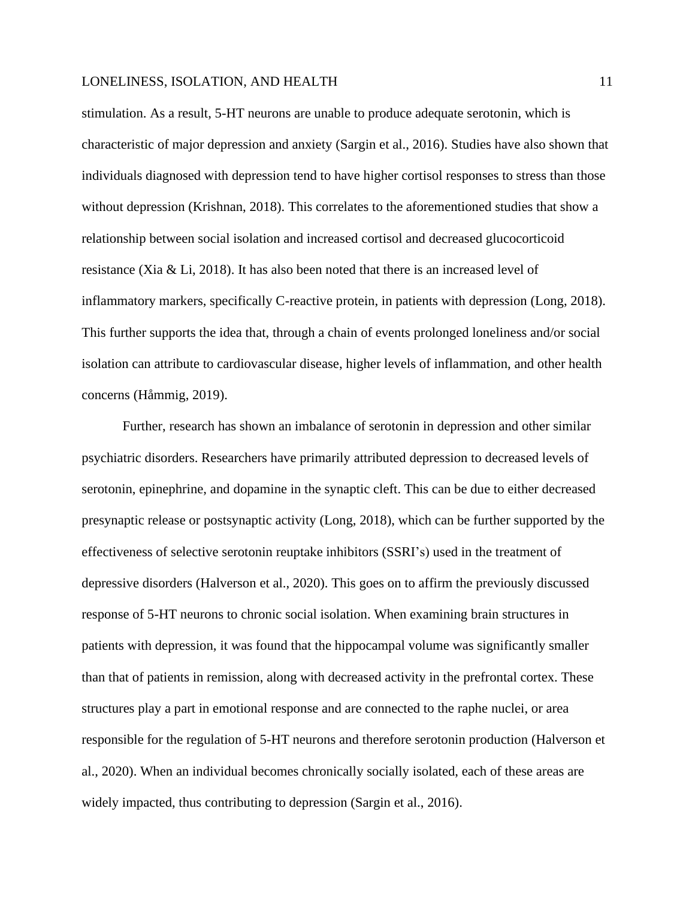stimulation. As a result, 5-HT neurons are unable to produce adequate serotonin, which is characteristic of major depression and anxiety (Sargin et al., 2016). Studies have also shown that individuals diagnosed with depression tend to have higher cortisol responses to stress than those without depression (Krishnan, 2018). This correlates to the aforementioned studies that show a relationship between social isolation and increased cortisol and decreased glucocorticoid resistance (Xia & Li, 2018). It has also been noted that there is an increased level of inflammatory markers, specifically C-reactive protein, in patients with depression (Long, 2018). This further supports the idea that, through a chain of events prolonged loneliness and/or social isolation can attribute to cardiovascular disease, higher levels of inflammation, and other health concerns (Håmmig, 2019).

Further, research has shown an imbalance of serotonin in depression and other similar psychiatric disorders. Researchers have primarily attributed depression to decreased levels of serotonin, epinephrine, and dopamine in the synaptic cleft. This can be due to either decreased presynaptic release or postsynaptic activity (Long, 2018), which can be further supported by the effectiveness of selective serotonin reuptake inhibitors (SSRI's) used in the treatment of depressive disorders (Halverson et al., 2020). This goes on to affirm the previously discussed response of 5-HT neurons to chronic social isolation. When examining brain structures in patients with depression, it was found that the hippocampal volume was significantly smaller than that of patients in remission, along with decreased activity in the prefrontal cortex. These structures play a part in emotional response and are connected to the raphe nuclei, or area responsible for the regulation of 5-HT neurons and therefore serotonin production (Halverson et al., 2020). When an individual becomes chronically socially isolated, each of these areas are widely impacted, thus contributing to depression (Sargin et al., 2016).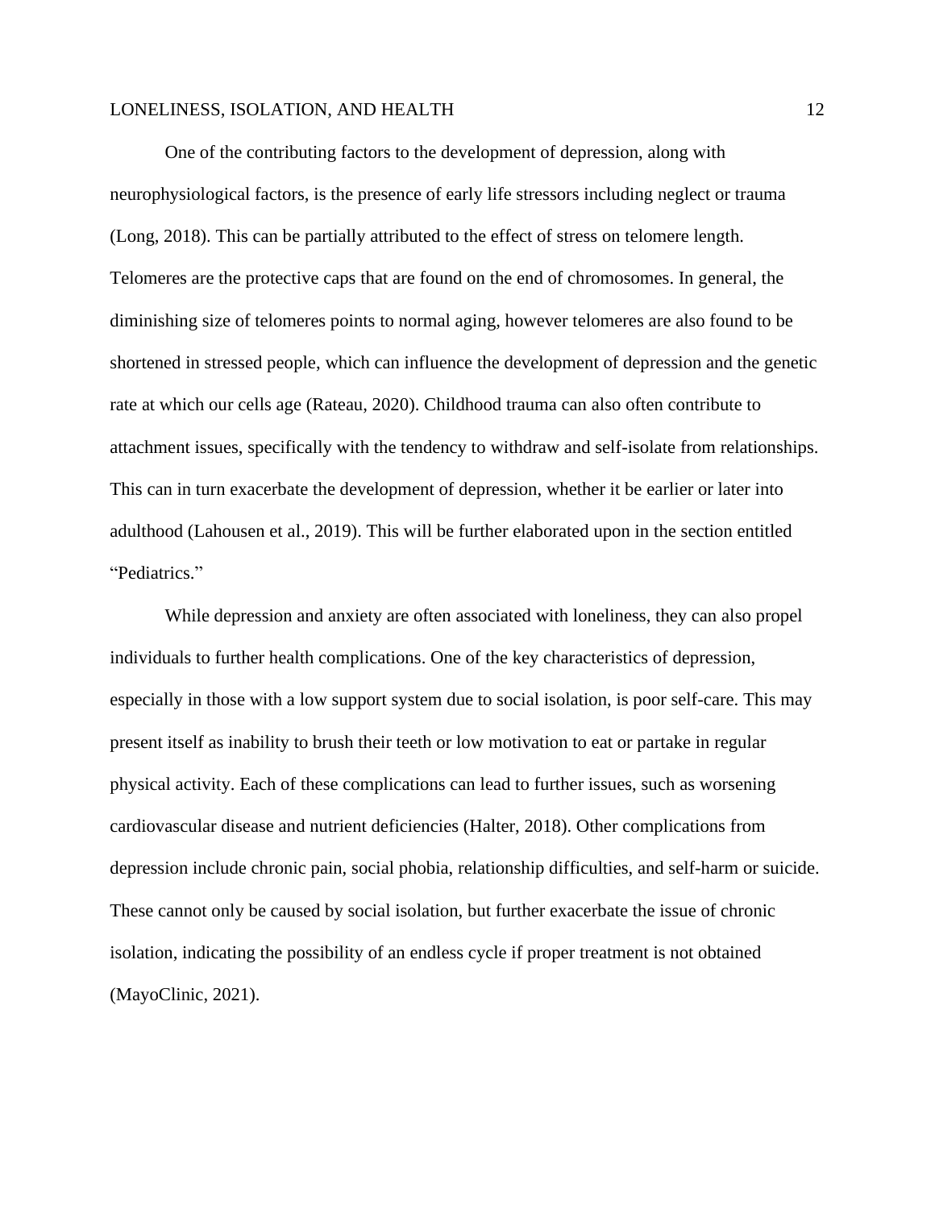One of the contributing factors to the development of depression, along with neurophysiological factors, is the presence of early life stressors including neglect or trauma (Long, 2018). This can be partially attributed to the effect of stress on telomere length. Telomeres are the protective caps that are found on the end of chromosomes. In general, the diminishing size of telomeres points to normal aging, however telomeres are also found to be shortened in stressed people, which can influence the development of depression and the genetic rate at which our cells age (Rateau, 2020). Childhood trauma can also often contribute to attachment issues, specifically with the tendency to withdraw and self-isolate from relationships. This can in turn exacerbate the development of depression, whether it be earlier or later into adulthood (Lahousen et al., 2019). This will be further elaborated upon in the section entitled "Pediatrics."

While depression and anxiety are often associated with loneliness, they can also propel individuals to further health complications. One of the key characteristics of depression, especially in those with a low support system due to social isolation, is poor self-care. This may present itself as inability to brush their teeth or low motivation to eat or partake in regular physical activity. Each of these complications can lead to further issues, such as worsening cardiovascular disease and nutrient deficiencies (Halter, 2018). Other complications from depression include chronic pain, social phobia, relationship difficulties, and self-harm or suicide. These cannot only be caused by social isolation, but further exacerbate the issue of chronic isolation, indicating the possibility of an endless cycle if proper treatment is not obtained (MayoClinic, 2021).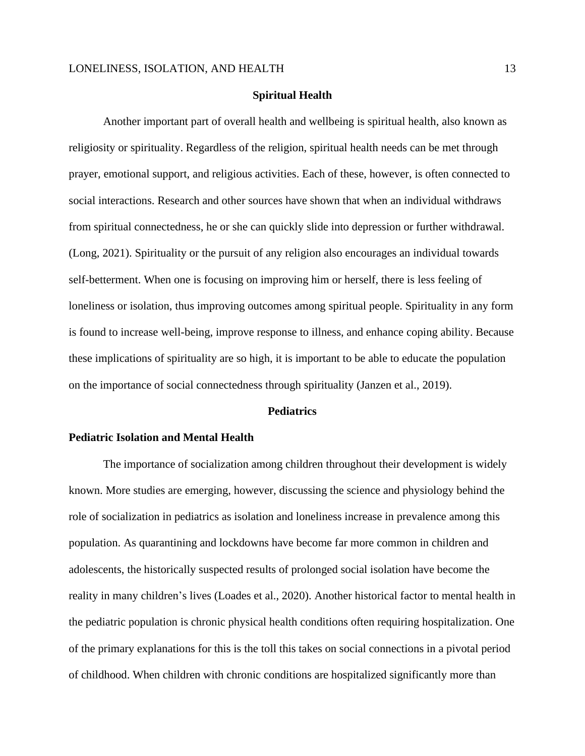## Spiritual Health

Another important part of overall health and wellbeing is spiritual health, also known as religiosity or spirituality. Regardless of the religion, spiritual health needs can be met through prayer, emotional support, and religious activities. Each of these, however, is often connected to social interactions. Research and other sources have shown that when an individual withdraws from spiritual connectedness, he or she can quickly slide into depression or further withdrawal. (Long, 2021). Spirituality or the pursuit of any religion also encourages an individual towards self-betterment. When one is focusing on improving him or herself, there is less feeling of loneliness or isolation, thus improving outcomes among spiritual people. Spirituality in any form is found to increase well-being, improve response to illness, and enhance coping ability. Because these implications of spirituality are so high, it is important to be able to educate the population on the importance of social connectedness through spirituality (Janzen et al., 2019).

## Pediatrics

### Pediatric Isolation and Mental Health

The importance of socialization among children throughout their development is widely known. More studies are emerging, however, discussing the science and physiology behind the role of socialization in pediatrics as isolation and loneliness increase in prevalence among this population. As quarantining and lockdowns have become far more common in children and adolescents, the historically suspected results of prolonged social isolation have become the reality in many children's lives (Loades et al., 2020). Another historical factor to mental health in the pediatric population is chronic physical health conditions often requiring hospitalization. One of the primary explanations for this is the toll this takes on social connections in a pivotal period of childhood. When children with chronic conditions are hospitalized significantly more than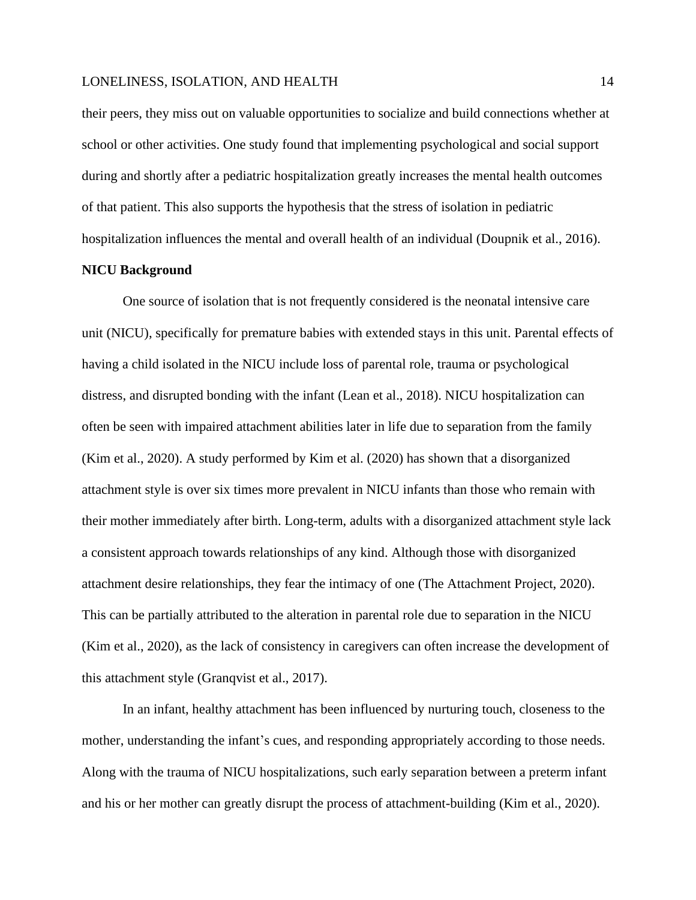their peers, they miss out on valuable opportunities to socialize and build connections whether at school or other activities. One study found that implementing psychological and social support during and shortly after a pediatric hospitalization greatly increases the mental health outcomes of that patient. This also supports the hypothesis that the stress of isolation in pediatric hospitalization influences the mental and overall health of an individual (Doupnik et al., 2016).

**NICU Background**

One source of isolation that is not frequently considered is the neonatal intensive care unit (NICU), specifically for premature babies with extended stays in this unit. Parental effects of having a child isolated in the NICU include loss of parental role, trauma or psychological distress, and disrupted bonding with the infant (Lean et al., 2018). NICU hospitalization can often be seen with impaired attachment abilities later in life due to separation from the family (Kim et al., 2020). A study performed by Kim et al. (2020) has shown that a disorganized attachment style is over six times more prevalent in NICU infants than those who remain with their mother immediately after birth. Long-term, adults with a disorganized attachment style lack a consistent approach towards relationships of any kind. Although those with disorganized attachment desire relationships, they fear the intimacy of one (The Attachment Project, 2020). This can be partially attributed to the alteration in parental role due to separation in the NICU (Kim et al., 2020), as the lack of consistency in caregivers can often increase the development of this attachment style (Granqvist et al., 2017).

In an infant, healthy attachment has been influenced by nurturing touch, closeness to the mother, understanding the infant's cues, and responding appropriately according to those needs. Along with the trauma of NICU hospitalizations, such early separation between a preterm infant and his or her mother can greatly disrupt the process of attachment-building (Kim et al., 2020).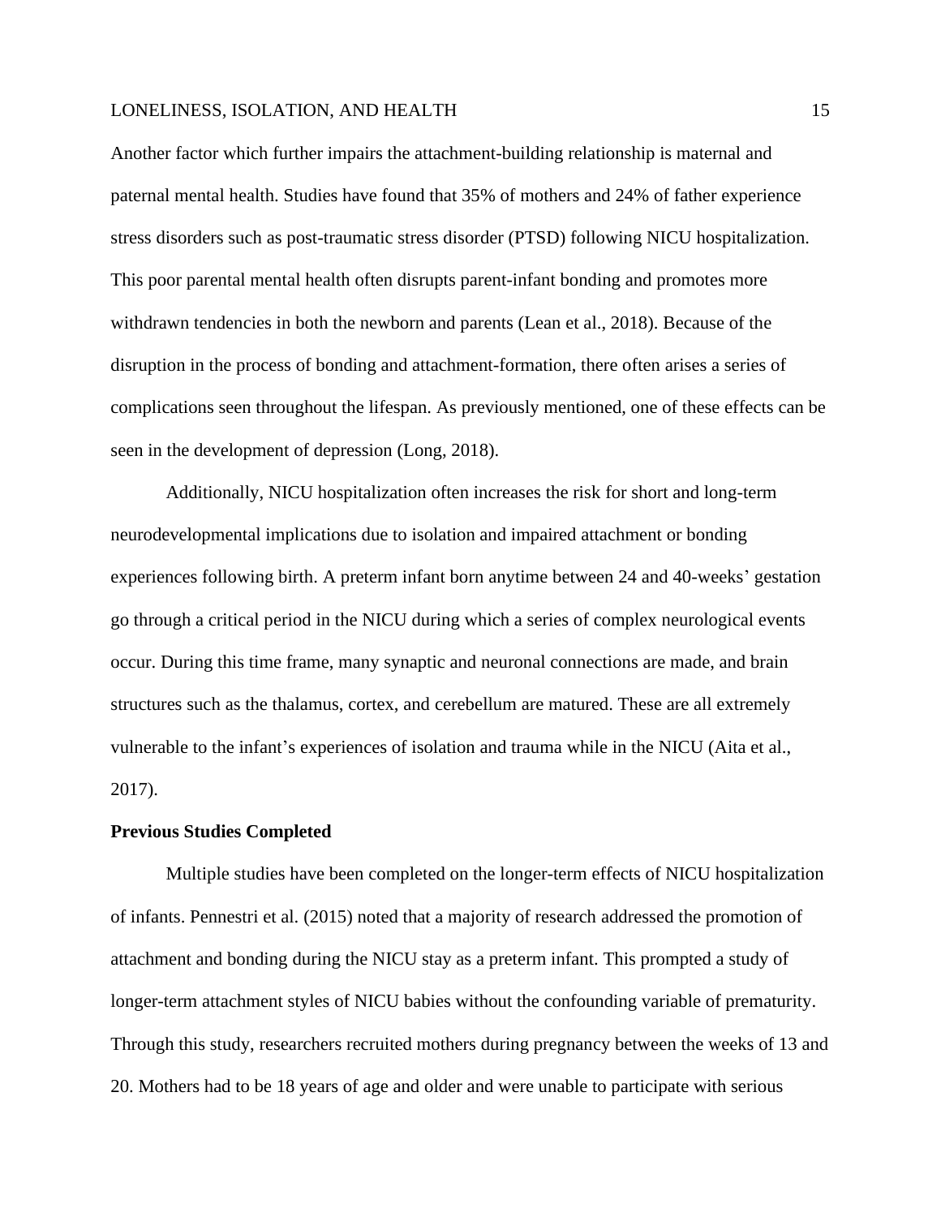Another factor which further impairs the attachment-building relationship is maternal and paternal mental health. Studies have found that 35% of mothers and 24% of father experience stress disorders such as post-traumatic stress disorder (PTSD) following NICU hospitalization. This poor parental mental health often disrupts parent-infant bonding and promotes more withdrawn tendencies in both the newborn and parents (Lean et al., 2018). Because of the disruption in the process of bonding and attachment-formation, there often arises a series of complications seen throughout the lifespan. As previously mentioned, one of these effects can be seen in the development of depression (Long, 2018).

Additionally, NICU hospitalization often increases the risk for short and long-term neurodevelopmental implications due to isolation and impaired attachment or bonding experiences following birth. A preterm infant born anytime between 24 and 40-weeks' gestation go through a critical period in the NICU during which a series of complex neurological events occur. During this time frame, many synaptic and neuronal connections are made, and brain structures such as the thalamus, cortex, and cerebellum are matured. These are all extremely vulnerable to the infant's experiences of isolation and trauma while in the NICU (Aita et al., 2017).

**Previous Studies Completed**

Multiple studies have been completed on the longer-term effects of NICU hospitalization of infants. Pennestri et al. (2015) noted that a majority of research addressed the promotion of attachment and bonding during the NICU stay as a preterm infant. This prompted a study of longer-term attachment styles of NICU babies without the confounding variable of prematurity. Through this study, researchers recruited mothers during pregnancy between the weeks of 13 and 20. Mothers had to be 18 years of age and older and were unable to participate with serious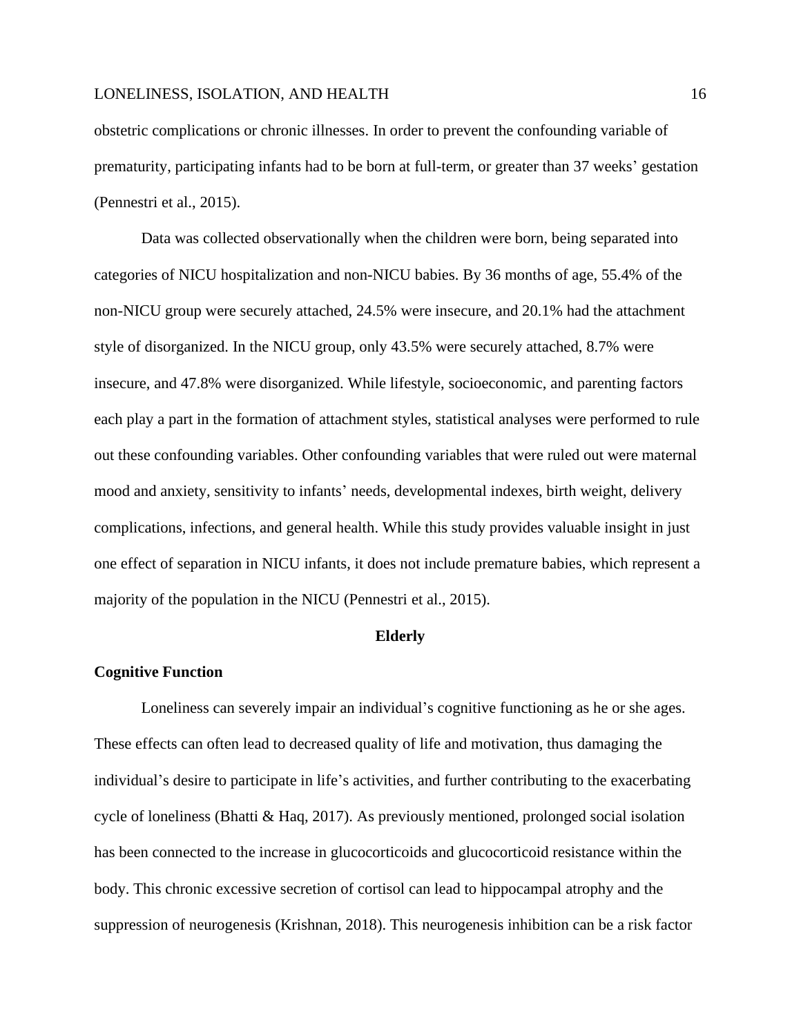obstetric complications or chronic illnesses. In order to prevent the confounding variable of prematurity, participating infants had to be born at full-term, or greater than 37 weeks' gestation (Pennestri et al., 2015).

Data was collected observationally when the children were born, being separated into categories of NICU hospitalization and non-NICU babies. By 36 months of age, 55.4% of the non-NICU group were securely attached, 24.5% were insecure, and 20.1% had the attachment style of disorganized. In the NICU group, only 43.5% were securely attached, 8.7% were insecure, and 47.8% were disorganized. While lifestyle, socioeconomic, and parenting factors each play a part in the formation of attachment styles, statistical analyses were performed to rule out these confounding variables. Other confounding variables that were ruled out were maternal mood and anxiety, sensitivity to infants' needs, developmental indexes, birth weight, delivery complications, infections, and general health. While this study provides valuable insight in just one effect of separation in NICU infants, it does not include premature babies, which represent a majority of the population in the NICU (Pennestri et al., 2015).

## Elderly

### Cognitive Function

Loneliness can severely impair an individual's cognitive functioning as he or she ages. These effects can often lead to decreased quality of life and motivation, thus damaging the individual's desire to participate in life's activities, and further contributing to the exacerbating cycle of loneliness (Bhatti & Haq, 2017). As previously mentioned, prolonged social isolation has been connected to the increase in glucocorticoids and glucocorticoid resistance within the body. This chronic excessive secretion of cortisol can lead to hippocampal atrophy and the suppression of neurogenesis (Krishnan, 2018). This neurogenesis inhibition can be a risk factor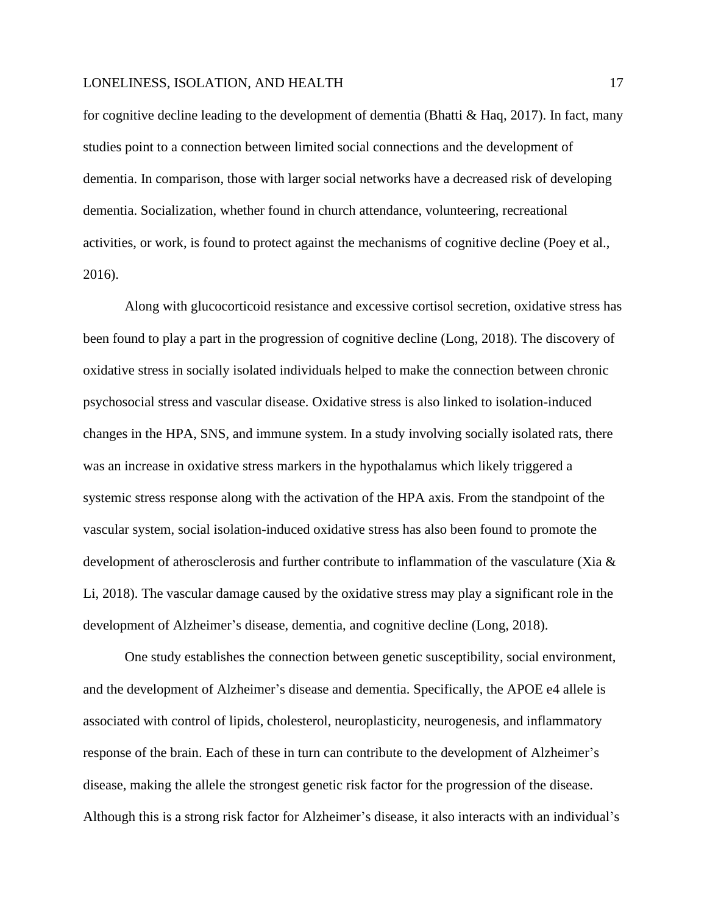for cognitive decline leading to the development of dementia (Bhatti & Haq, 2017). In fact, many studies point to a connection between limited social connections and the development of dementia. In comparison, those with larger social networks have a decreased risk of developing dementia. Socialization, whether found in church attendance, volunteering, recreational activities, or work, is found to protect against the mechanisms of cognitive decline (Poey et al., 2016).

Along with glucocorticoid resistance and excessive cortisol secretion, oxidative stress has been found to play a part in the progression of cognitive decline (Long, 2018). The discovery of oxidative stress in socially isolated individuals helped to make the connection between chronic psychosocial stress and vascular disease. Oxidative stress is also linked to isolation-induced changes in the HPA, SNS, and immune system. In a study involving socially isolated rats, there was an increase in oxidative stress markers in the hypothalamus which likely triggered a systemic stress response along with the activation of the HPA axis. From the standpoint of the vascular system, social isolation-induced oxidative stress has also been found to promote the development of atherosclerosis and further contribute to inflammation of the vasculature (Xia & Li, 2018). The vascular damage caused by the oxidative stress may play a significant role in the development of Alzheimer's disease, dementia, and cognitive decline (Long, 2018).

One study establishes the connection between genetic susceptibility, social environment, and the development of Alzheimer's disease and dementia. Specifically, the APOE e4 allele is associated with control of lipids, cholesterol, neuroplasticity, neurogenesis, and inflammatory response of the brain. Each of these in turn can contribute to the development of Alzheimer's disease, making the allele the strongest genetic risk factor for the progression of the disease. Although this is a strong risk factor for Alzheimer's disease, it also interacts with an individual's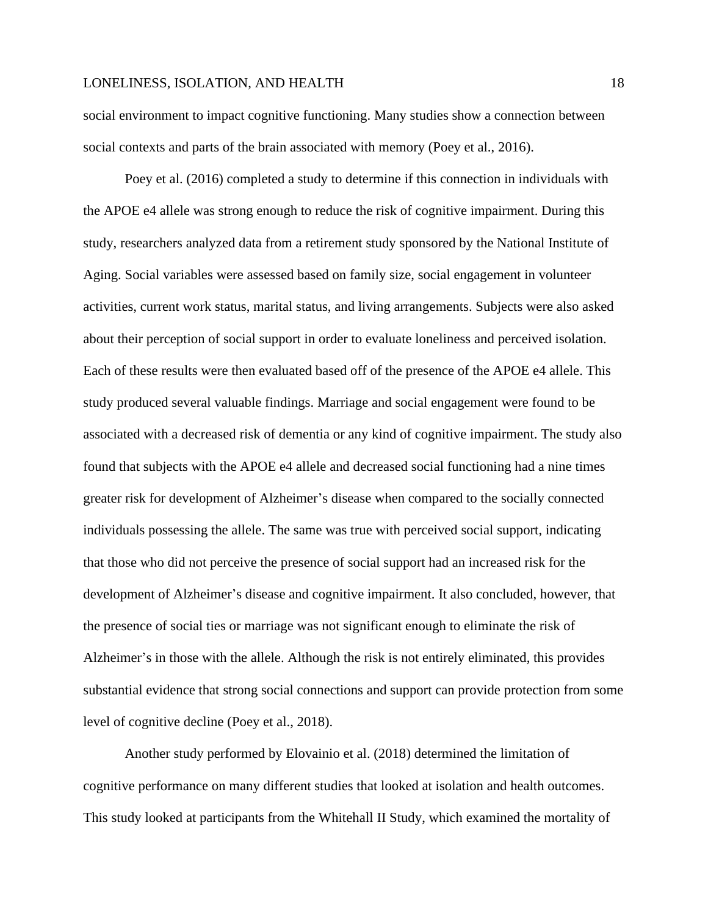social environment to impact cognitive functioning. Many studies show a connection between social contexts and parts of the brain associated with memory (Poey et al., 2016).

Poey et al. (2016) completed a study to determine if this connection in individuals with the APOE e4 allele was strong enough to reduce the risk of cognitive impairment. During this study, researchers analyzed data from a retirement study sponsored by the National Institute of Aging. Social variables were assessed based on family size, social engagement in volunteer activities, current work status, marital status, and living arrangements. Subjects were also asked about their perception of social support in order to evaluate loneliness and perceived isolation. Each of these results were then evaluated based off of the presence of the APOE e4 allele. This study produced several valuable findings. Marriage and social engagement were found to be associated with a decreased risk of dementia or any kind of cognitive impairment. The study also found that subjects with the APOE e4 allele and decreased social functioning had a nine times greater risk for development of Alzheimer's disease when compared to the socially connected individuals possessing the allele. The same was true with perceived social support, indicating that those who did not perceive the presence of social support had an increased risk for the development of Alzheimer's disease and cognitive impairment. It also concluded, however, that the presence of social ties or marriage was not significant enough to eliminate the risk of Alzheimer's in those with the allele. Although the risk is not entirely eliminated, this provides substantial evidence that strong social connections and support can provide protection from some level of cognitive decline (Poey et al., 2018).

Another study performed by Elovainio et al. (2018) determined the limitation of cognitive performance on many different studies that looked at isolation and health outcomes. This study looked at participants from the Whitehall II Study, which examined the mortality of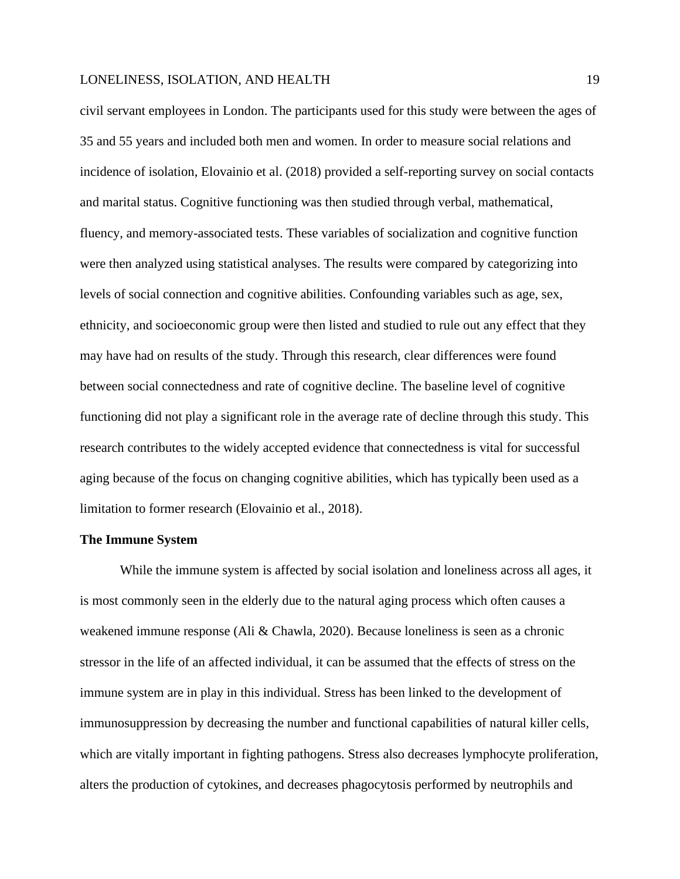civil servant employees in London. The participants used for this study were between the ages of 35 and 55 years and included both men and women. In order to measure social relations and incidence of isolation, Elovainio et al. (2018) provided a self-reporting survey on social contacts and marital status. Cognitive functioning was then studied through verbal, mathematical, fluency, and memory-associated tests. These variables of socialization and cognitive function were then analyzed using statistical analyses. The results were compared by categorizing into levels of social connection and cognitive abilities. Confounding variables such as age, sex, ethnicity, and socioeconomic group were then listed and studied to rule out any effect that they may have had on results of the study. Through this research, clear differences were found between social connectedness and rate of cognitive decline. The baseline level of cognitive functioning did not play a significant role in the average rate of decline through this study. This research contributes to the widely accepted evidence that connectedness is vital for successful aging because of the focus on changing cognitive abilities, which has typically been used as a limitation to former research (Elovainio et al., 2018).

**The Immune System**

While the immune system is affected by social isolation and loneliness across all ages, it is most commonly seen in the elderly due to the natural aging process which often causes a weakened immune response (Ali & Chawla, 2020). Because loneliness is seen as a chronic stressor in the life of an affected individual, it can be assumed that the effects of stress on the immune system are in play in this individual. Stress has been linked to the development of immunosuppression by decreasing the number and functional capabilities of natural killer cells, which are vitally important in fighting pathogens. Stress also decreases lymphocyte proliferation, alters the production of cytokines, and decreases phagocytosis performed by neutrophils and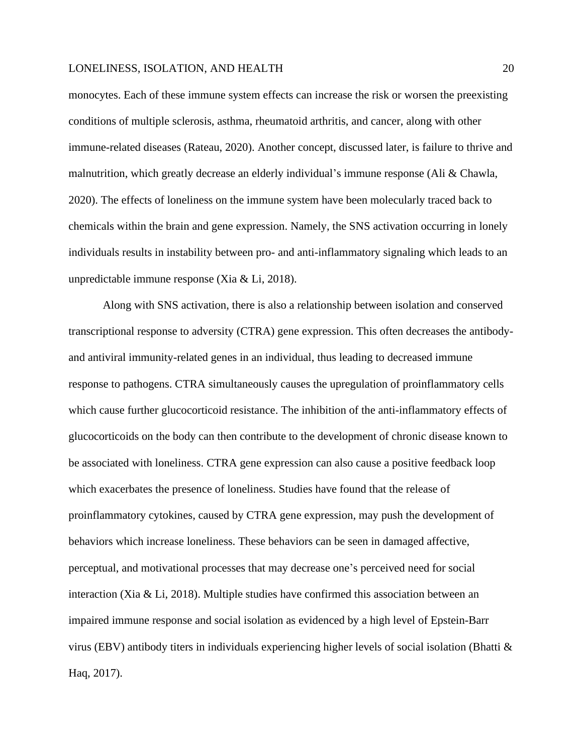monocytes. Each of these immune system effects can increase the risk or worsen the preexisting conditions of multiple sclerosis, asthma, rheumatoid arthritis, and cancer, along with other immune-related diseases (Rateau, 2020). Another concept, discussed later, is failure to thrive and malnutrition, which greatly decrease an elderly individual's immune response (Ali & Chawla, 2020). The effects of loneliness on the immune system have been molecularly traced back to chemicals within the brain and gene expression. Namely, the SNS activation occurring in lonely individuals results in instability between pro- and anti-inflammatory signaling which leads to an unpredictable immune response (Xia & Li, 2018).

Along with SNS activation, there is also a relationship between isolation and conserved transcriptional response to adversity (CTRA) gene expression. This often decreases the antibody- and antiviral immunity-related genes in an individual, thus leading to decreased immune response to pathogens. CTRA simultaneously causes the upregulation of proinflammatory cells which cause further glucocorticoid resistance. The inhibition of the anti-inflammatory effects of glucocorticoids on the body can then contribute to the development of chronic disease known to be associated with loneliness. CTRA gene expression can also cause a positive feedback loop which exacerbates the presence of loneliness. Studies have found that the release of proinflammatory cytokines, caused by CTRA gene expression, may push the development of behaviors which increase loneliness. These behaviors can be seen in damaged affective, perceptual, and motivational processes that may decrease one's perceived need for social interaction (Xia & Li, 2018). Multiple studies have confirmed this association between an impaired immune response and social isolation as evidenced by a high level of Epstein-Barr virus (EBV) antibody titers in individuals experiencing higher levels of social isolation (Bhatti & Haq, 2017).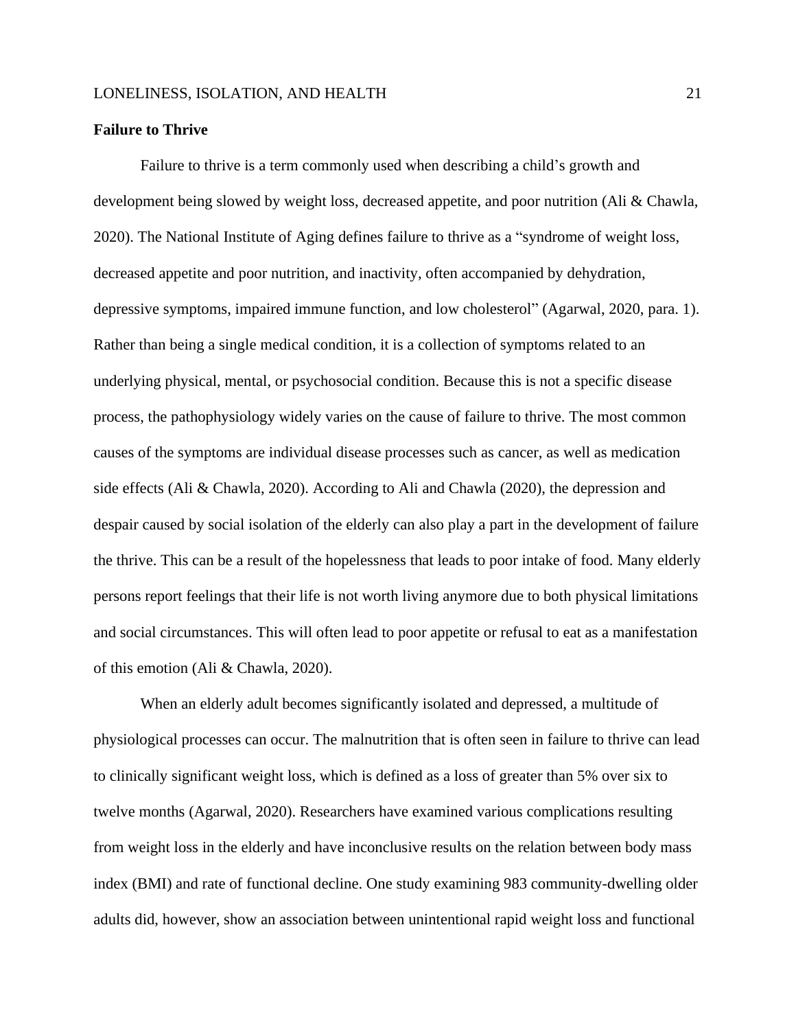**Failure to Thrive**

Failure to thrive is a term commonly used when describing a child's growth and development being slowed by weight loss, decreased appetite, and poor nutrition (Ali & Chawla, 2020). The National Institute of Aging defines failure to thrive as a "syndrome of weight loss, decreased appetite and poor nutrition, and inactivity, often accompanied by dehydration, depressive symptoms, impaired immune function, and low cholesterol" (Agarwal, 2020, para. 1). Rather than being a single medical condition, it is a collection of symptoms related to an underlying physical, mental, or psychosocial condition. Because this is not a specific disease process, the pathophysiology widely varies on the cause of failure to thrive. The most common causes of the symptoms are individual disease processes such as cancer, as well as medication side effects (Ali & Chawla, 2020). According to Ali and Chawla (2020), the depression and despair caused by social isolation of the elderly can also play a part in the development of failure the thrive. This can be a result of the hopelessness that leads to poor intake of food. Many elderly persons report feelings that their life is not worth living anymore due to both physical limitations and social circumstances. This will often lead to poor appetite or refusal to eat as a manifestation of this emotion (Ali & Chawla, 2020).

When an elderly adult becomes significantly isolated and depressed, a multitude of physiological processes can occur. The malnutrition that is often seen in failure to thrive can lead to clinically significant weight loss, which is defined as a loss of greater than 5% over six to twelve months (Agarwal, 2020). Researchers have examined various complications resulting from weight loss in the elderly and have inconclusive results on the relation between body mass index (BMI) and rate of functional decline. One study examining 983 community-dwelling older adults did, however, show an association between unintentional rapid weight loss and functional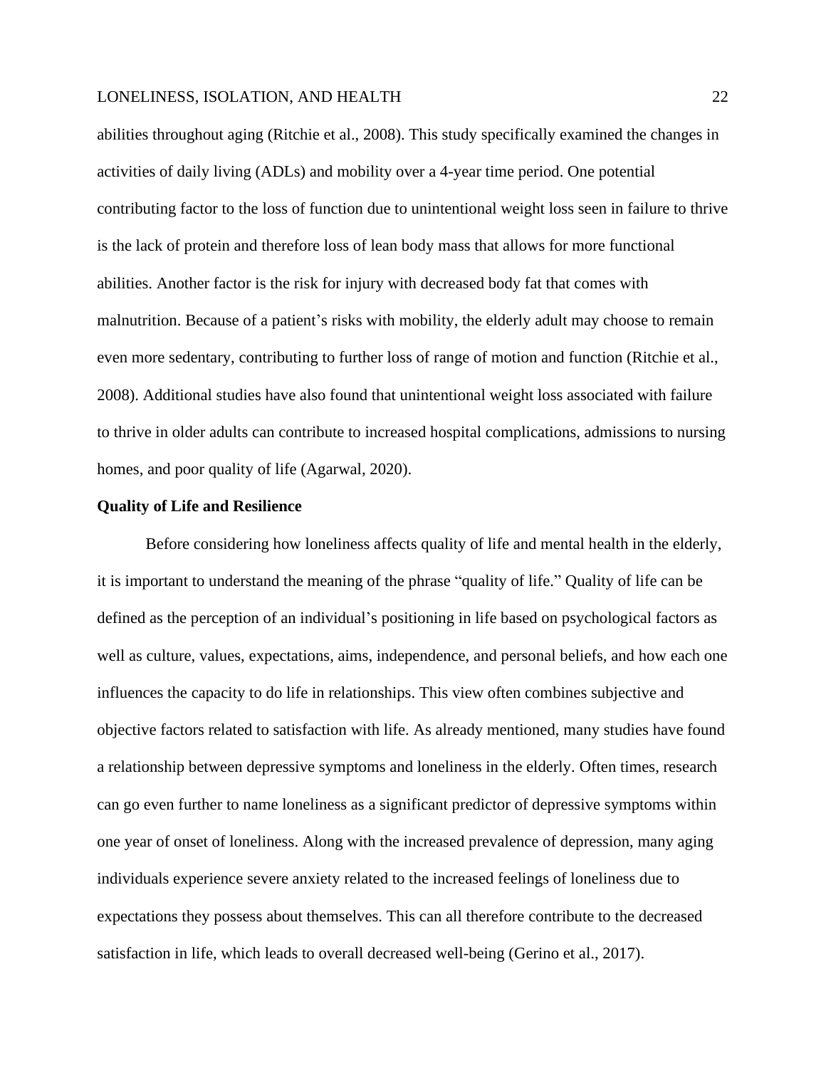abilities throughout aging (Ritchie et al., 2008). This study specifically examined the changes in activities of daily living (ADLs) and mobility over a 4-year time period. One potential contributing factor to the loss of function due to unintentional weight loss seen in failure to thrive is the lack of protein and therefore loss of lean body mass that allows for more functional abilities. Another factor is the risk for injury with decreased body fat that comes with malnutrition. Because of a patient's risks with mobility, the elderly adult may choose to remain even more sedentary, contributing to further loss of range of motion and function (Ritchie et al., 2008). Additional studies have also found that unintentional weight loss associated with failure to thrive in older adults can contribute to increased hospital complications, admissions to nursing homes, and poor quality of life (Agarwal, 2020).

**Quality of Life and Resilience**

Before considering how loneliness affects quality of life and mental health in the elderly, it is important to understand the meaning of the phrase "quality of life." Quality of life can be defined as the perception of an individual's positioning in life based on psychological factors as well as culture, values, expectations, aims, independence, and personal beliefs, and how each one influences the capacity to do life in relationships. This view often combines subjective and objective factors related to satisfaction with life. As already mentioned, many studies have found a relationship between depressive symptoms and loneliness in the elderly. Often times, research can go even further to name loneliness as a significant predictor of depressive symptoms within one year of onset of loneliness. Along with the increased prevalence of depression, many aging individuals experience severe anxiety related to the increased feelings of loneliness due to expectations they possess about themselves. This can all therefore contribute to the decreased satisfaction in life, which leads to overall decreased well-being (Gerino et al., 2017).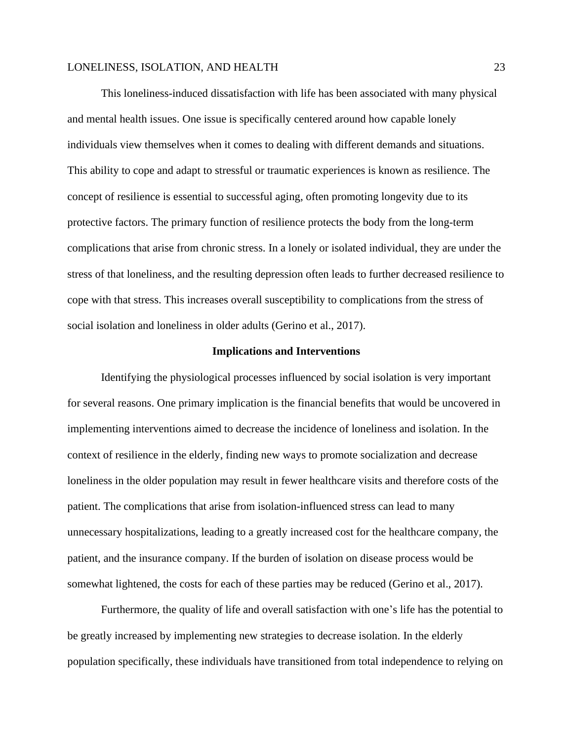This loneliness-induced dissatisfaction with life has been associated with many physical and mental health issues. One issue is specifically centered around how capable lonely individuals view themselves when it comes to dealing with different demands and situations. This ability to cope and adapt to stressful or traumatic experiences is known as resilience. The concept of resilience is essential to successful aging, often promoting longevity due to its protective factors. The primary function of resilience protects the body from the long-term complications that arise from chronic stress. In a lonely or isolated individual, they are under the stress of that loneliness, and the resulting depression often leads to further decreased resilience to cope with that stress. This increases overall susceptibility to complications from the stress of social isolation and loneliness in older adults (Gerino et al., 2017).

## Implications and Interventions

Identifying the physiological processes influenced by social isolation is very important for several reasons. One primary implication is the financial benefits that would be uncovered in implementing interventions aimed to decrease the incidence of loneliness and isolation. In the context of resilience in the elderly, finding new ways to promote socialization and decrease loneliness in the older population may result in fewer healthcare visits and therefore costs of the patient. The complications that arise from isolation-influenced stress can lead to many unnecessary hospitalizations, leading to a greatly increased cost for the healthcare company, the patient, and the insurance company. If the burden of isolation on disease process would be somewhat lightened, the costs for each of these parties may be reduced (Gerino et al., 2017).

Furthermore, the quality of life and overall satisfaction with one's life has the potential to be greatly increased by implementing new strategies to decrease isolation. In the elderly population specifically, these individuals have transitioned from total independence to relying on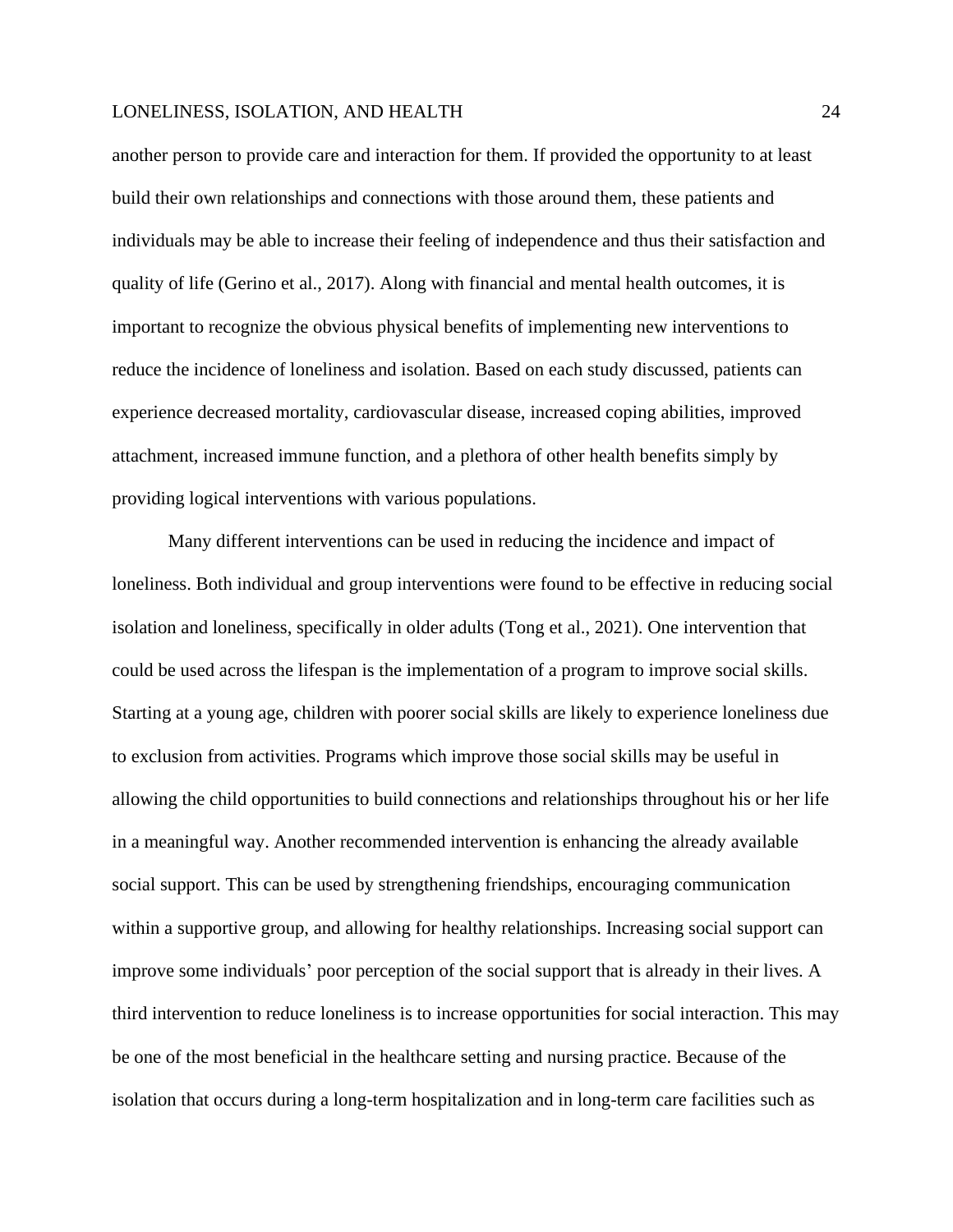another person to provide care and interaction for them. If provided the opportunity to at least build their own relationships and connections with those around them, these patients and individuals may be able to increase their feeling of independence and thus their satisfaction and quality of life (Gerino et al., 2017). Along with financial and mental health outcomes, it is important to recognize the obvious physical benefits of implementing new interventions to reduce the incidence of loneliness and isolation. Based on each study discussed, patients can experience decreased mortality, cardiovascular disease, increased coping abilities, improved attachment, increased immune function, and a plethora of other health benefits simply by providing logical interventions with various populations.

Many different interventions can be used in reducing the incidence and impact of loneliness. Both individual and group interventions were found to be effective in reducing social isolation and loneliness, specifically in older adults (Tong et al., 2021). One intervention that could be used across the lifespan is the implementation of a program to improve social skills. Starting at a young age, children with poorer social skills are likely to experience loneliness due to exclusion from activities. Programs which improve those social skills may be useful in allowing the child opportunities to build connections and relationships throughout his or her life in a meaningful way. Another recommended intervention is enhancing the already available social support. This can be used by strengthening friendships, encouraging communication within a supportive group, and allowing for healthy relationships. Increasing social support can improve some individuals' poor perception of the social support that is already in their lives. A third intervention to reduce loneliness is to increase opportunities for social interaction. This may be one of the most beneficial in the healthcare setting and nursing practice. Because of the isolation that occurs during a long-term hospitalization and in long-term care facilities such as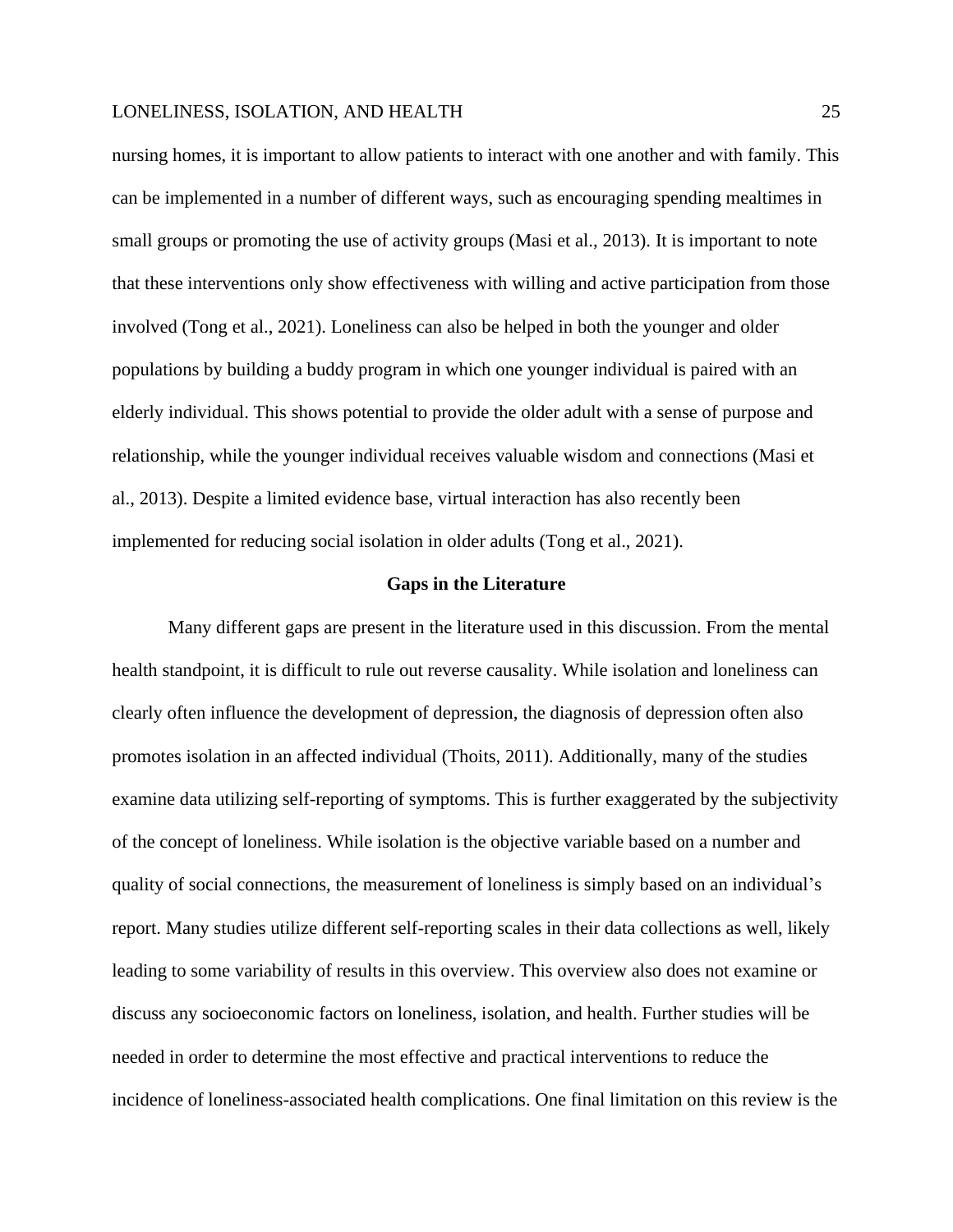nursing homes, it is important to allow patients to interact with one another and with family. This can be implemented in a number of different ways, such as encouraging spending mealtimes in small groups or promoting the use of activity groups (Masi et al., 2013). It is important to note that these interventions only show effectiveness with willing and active participation from those involved (Tong et al., 2021). Loneliness can also be helped in both the younger and older populations by building a buddy program in which one younger individual is paired with an elderly individual. This shows potential to provide the older adult with a sense of purpose and relationship, while the younger individual receives valuable wisdom and connections (Masi et al., 2013). Despite a limited evidence base, virtual interaction has also recently been implemented for reducing social isolation in older adults (Tong et al., 2021).

## Gaps in the Literature

Many different gaps are present in the literature used in this discussion. From the mental health standpoint, it is difficult to rule out reverse causality. While isolation and loneliness can clearly often influence the development of depression, the diagnosis of depression often also promotes isolation in an affected individual (Thoits, 2011). Additionally, many of the studies examine data utilizing self-reporting of symptoms. This is further exaggerated by the subjectivity of the concept of loneliness. While isolation is the objective variable based on a number and quality of social connections, the measurement of loneliness is simply based on an individual's report. Many studies utilize different self-reporting scales in their data collections as well, likely leading to some variability of results in this overview. This overview also does not examine or discuss any socioeconomic factors on loneliness, isolation, and health. Further studies will be needed in order to determine the most effective and practical interventions to reduce the incidence of loneliness-associated health complications. One final limitation on this review is the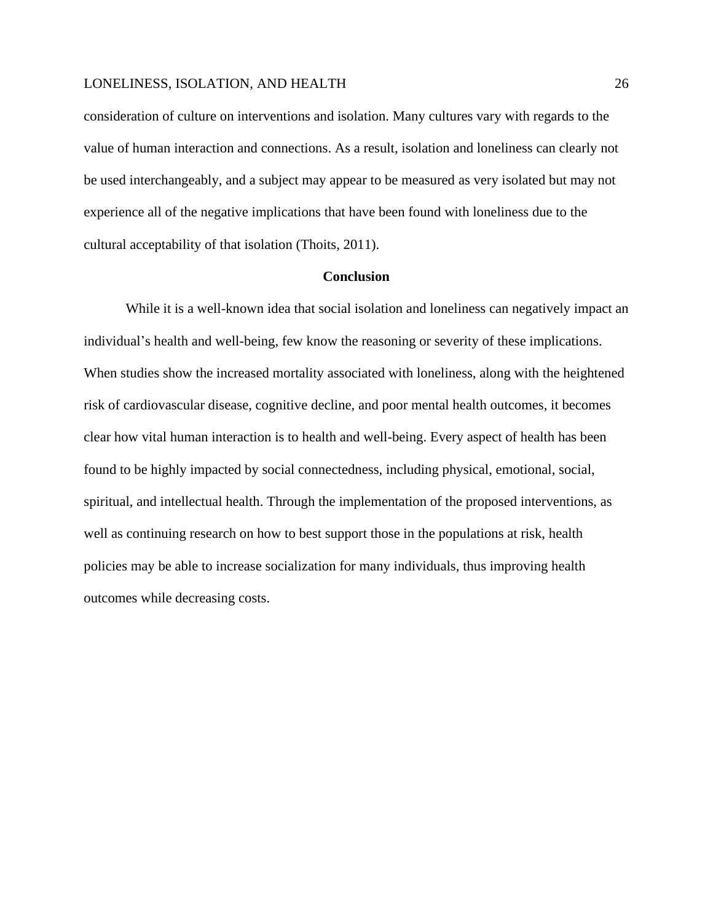consideration of culture on interventions and isolation. Many cultures vary with regards to the value of human interaction and connections. As a result, isolation and loneliness can clearly not be used interchangeably, and a subject may appear to be measured as very isolated but may not experience all of the negative implications that have been found with loneliness due to the cultural acceptability of that isolation (Thoits, 2011).

## Conclusion

While it is a well-known idea that social isolation and loneliness can negatively impact an individual's health and well-being, few know the reasoning or severity of these implications. When studies show the increased mortality associated with loneliness, along with the heightened risk of cardiovascular disease, cognitive decline, and poor mental health outcomes, it becomes clear how vital human interaction is to health and well-being. Every aspect of health has been found to be highly impacted by social connectedness, including physical, emotional, social, spiritual, and intellectual health. Through the implementation of the proposed interventions, as well as continuing research on how to best support those in the populations at risk, health policies may be able to increase socialization for many individuals, thus improving health outcomes while decreasing costs.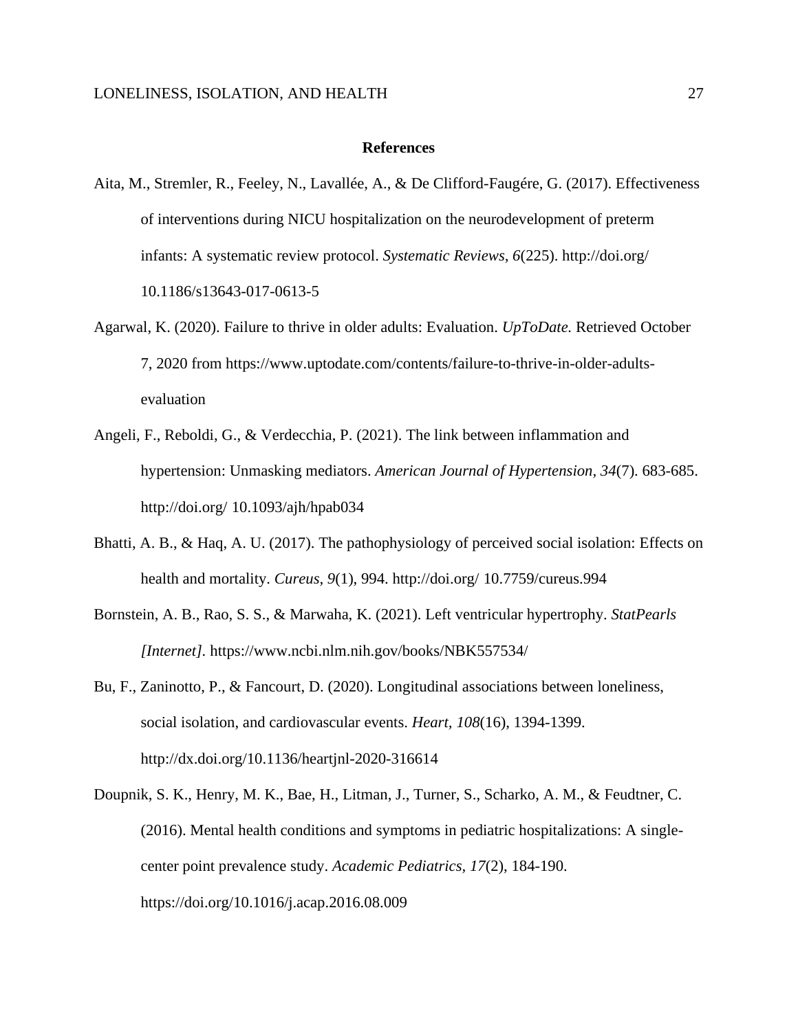# References

Aita, M., Stremler, R., Feeley, N., Lavallée, A., & De Clifford-Faugére, G. (2017). Effectiveness of interventions during NICU hospitalization on the neurodevelopment of preterm infants: A systematic review protocol. *Systematic Reviews, 6*(225). http://doi.org/ 10.1186/s13643-017-0613-5

Agarwal, K. (2020). Failure to thrive in older adults: Evaluation. *UpToDate.* Retrieved October 7, 2020 from https://www.uptodate.com/contents/failure-to-thrive-in-older-adults-evaluation

Angeli, F., Reboldi, G., & Verdecchia, P. (2021). The link between inflammation and hypertension: Unmasking mediators. *American Journal of Hypertension, 34*(7). 683-685. http://doi.org/ 10.1093/ajh/hpab034

Bhatti, A. B., & Haq, A. U. (2017). The pathophysiology of perceived social isolation: Effects on health and mortality. *Cureus, 9*(1), 994. http://doi.org/ 10.7759/cureus.994

Bornstein, A. B., Rao, S. S., & Marwaha, K. (2021). Left ventricular hypertrophy. *StatPearls [Internet].* https://www.ncbi.nlm.nih.gov/books/NBK557534/

Bu, F., Zaninotto, P., & Fancourt, D. (2020). Longitudinal associations between loneliness, social isolation, and cardiovascular events. *Heart, 108*(16), 1394-1399. http://dx.doi.org/10.1136/heartjnl-2020-316614

Doupnik, S. K., Henry, M. K., Bae, H., Litman, J., Turner, S., Scharko, A. M., & Feudtner, C. (2016). Mental health conditions and symptoms in pediatric hospitalizations: A single-center point prevalence study. *Academic Pediatrics, 17*(2), 184-190. https://doi.org/10.1016/j.acap.2016.08.009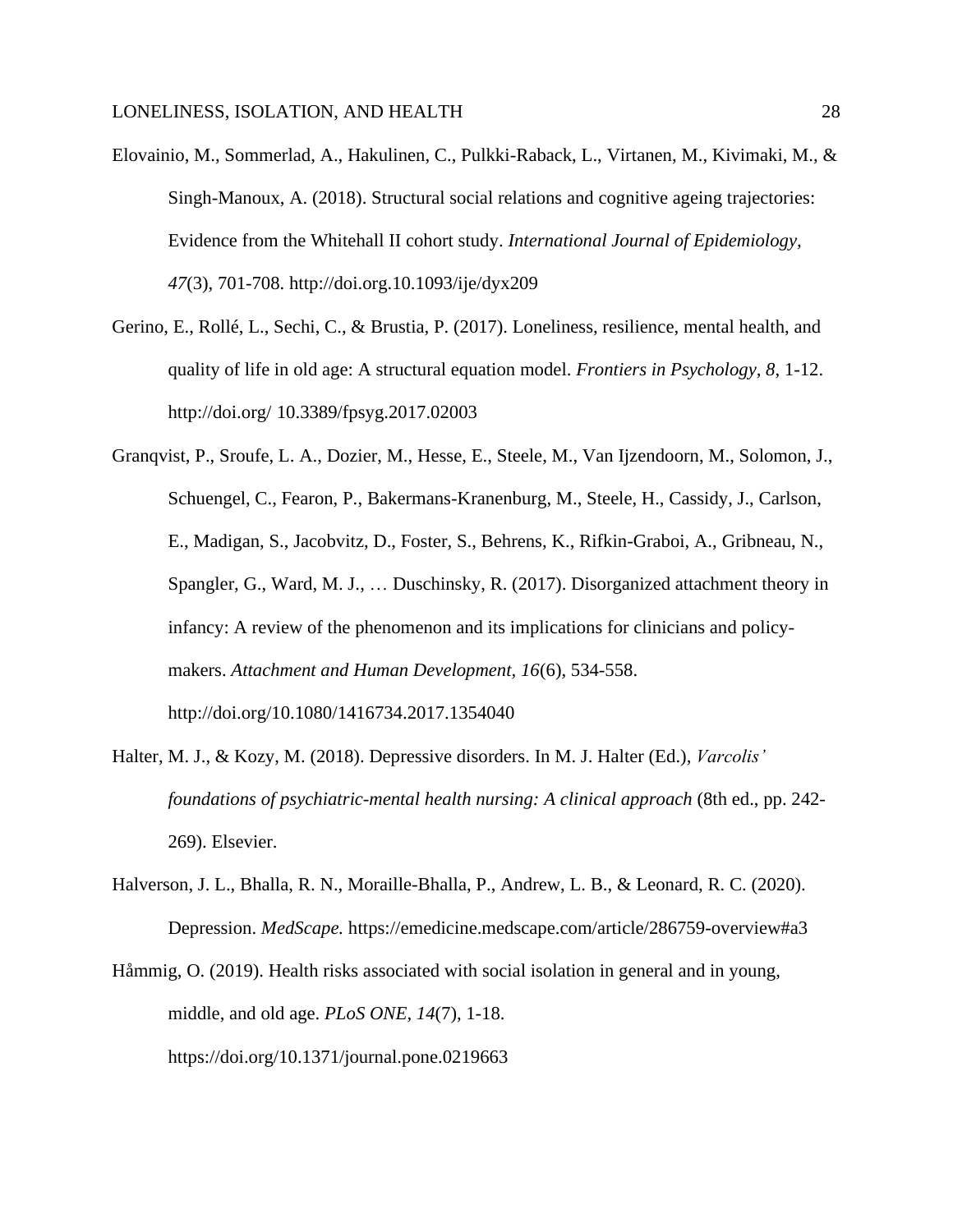Elovainio, M., Sommerlad, A., Hakulinen, C., Pulkki-Raback, L., Virtanen, M., Kivimaki, M., & Singh-Manoux, A. (2018). Structural social relations and cognitive ageing trajectories: Evidence from the Whitehall II cohort study. *International Journal of Epidemiology, 47*(3), 701-708. http://doi.org.10.1093/ije/dyx209

Gerino, E., Rollé, L., Sechi, C., & Brustia, P. (2017). Loneliness, resilience, mental health, and quality of life in old age: A structural equation model. *Frontiers in Psychology, 8*, 1-12. http://doi.org/ 10.3389/fpsyg.2017.02003

Granqvist, P., Sroufe, L. A., Dozier, M., Hesse, E., Steele, M., Van Ijzendoorn, M., Solomon, J., Schuengel, C., Fearon, P., Bakermans-Kranenburg, M., Steele, H., Cassidy, J., Carlson, E., Madigan, S., Jacobvitz, D., Foster, S., Behrens, K., Rifkin-Graboi, A., Gribneau, N., Spangler, G., Ward, M. J., … Duschinsky, R. (2017). Disorganized attachment theory in infancy: A review of the phenomenon and its implications for clinicians and policy-makers. *Attachment and Human Development, 16*(6), 534-558. http://doi.org/10.1080/1416734.2017.1354040

Halter, M. J., & Kozy, M. (2018). Depressive disorders. In M. J. Halter (Ed.), *Varcolis' foundations of psychiatric-mental health nursing: A clinical approach* (8th ed., pp. 242-269). Elsevier.

Halverson, J. L., Bhalla, R. N., Moraille-Bhalla, P., Andrew, L. B., & Leonard, R. C. (2020). Depression. *MedScape.* https://emedicine.medscape.com/article/286759-overview#a3

Håmmig, O. (2019). Health risks associated with social isolation in general and in young, middle, and old age. *PLoS ONE, 14*(7), 1-18. https://doi.org/10.1371/journal.pone.0219663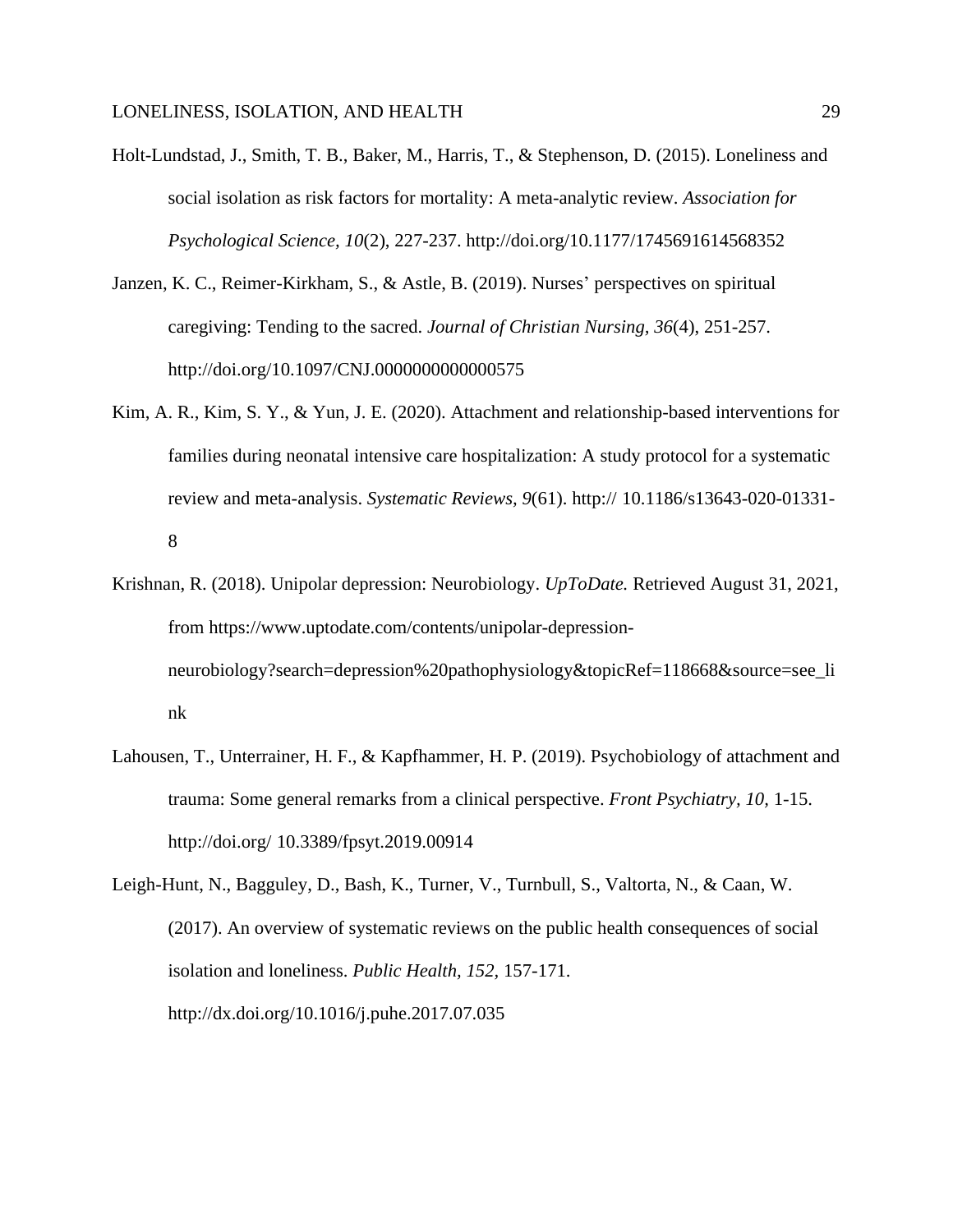Holt-Lundstad, J., Smith, T. B., Baker, M., Harris, T., & Stephenson, D. (2015). Loneliness and social isolation as risk factors for mortality: A meta-analytic review. *Association for Psychological Science, 10*(2), 227-237. http://doi.org/10.1177/1745691614568352

Janzen, K. C., Reimer-Kirkham, S., & Astle, B. (2019). Nurses' perspectives on spiritual caregiving: Tending to the sacred. *Journal of Christian Nursing, 36*(4), 251-257. http://doi.org/10.1097/CNJ.0000000000000575

Kim, A. R., Kim, S. Y., & Yun, J. E. (2020). Attachment and relationship-based interventions for families during neonatal intensive care hospitalization: A study protocol for a systematic review and meta-analysis. *Systematic Reviews, 9*(61). http:// 10.1186/s13643-020-01331-8

Krishnan, R. (2018). Unipolar depression: Neurobiology. *UpToDate.* Retrieved August 31, 2021, from https://www.uptodate.com/contents/unipolar-depression-neurobiology?search=depression%20pathophysiology&topicRef=118668&source=see_link

Lahousen, T., Unterrainer, H. F., & Kapfhammer, H. P. (2019). Psychobiology of attachment and trauma: Some general remarks from a clinical perspective. *Front Psychiatry, 10,* 1-15. http://doi.org/ 10.3389/fpsyt.2019.00914

Leigh-Hunt, N., Bagguley, D., Bash, K., Turner, V., Turnbull, S., Valtorta, N., & Caan, W. (2017). An overview of systematic reviews on the public health consequences of social isolation and loneliness. *Public Health, 152,* 157-171. http://dx.doi.org/10.1016/j.puhe.2017.07.035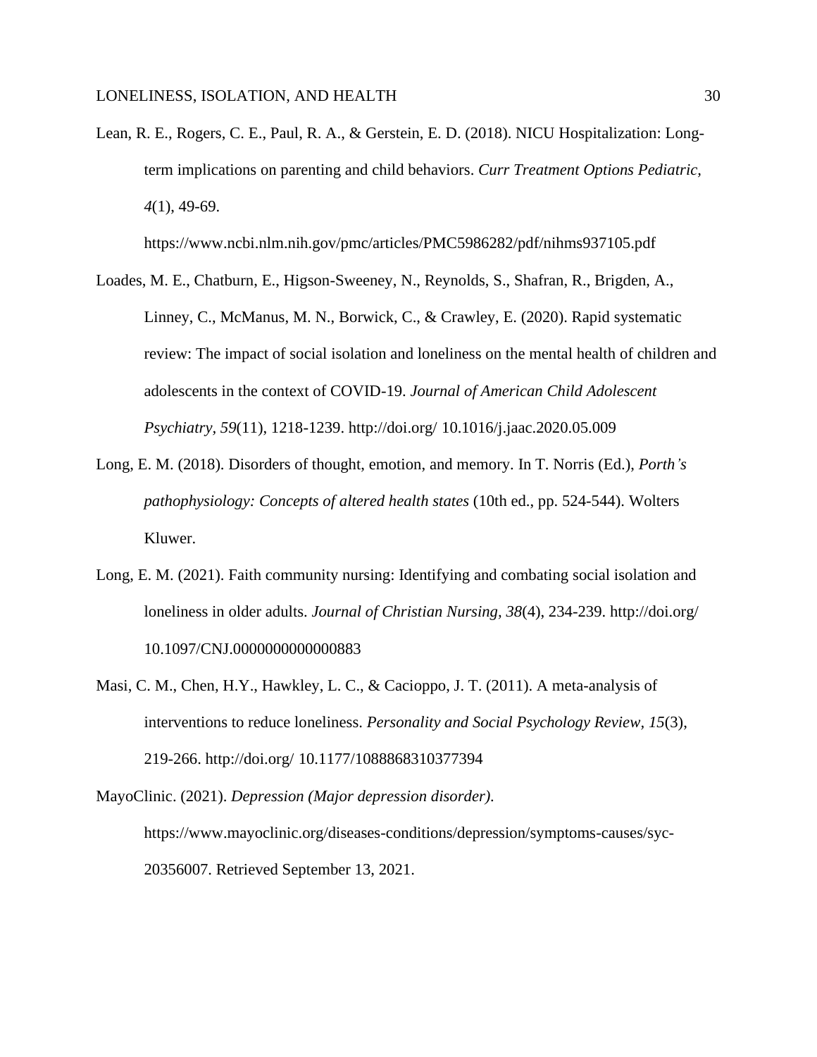Lean, R. E., Rogers, C. E., Paul, R. A., & Gerstein, E. D. (2018). NICU Hospitalization: Long-term implications on parenting and child behaviors. *Curr Treatment Options Pediatric*, *4*(1), 49-69. https://www.ncbi.nlm.nih.gov/pmc/articles/PMC5986282/pdf/nihms937105.pdf

Loades, M. E., Chatburn, E., Higson-Sweeney, N., Reynolds, S., Shafran, R., Brigden, A., Linney, C., McManus, M. N., Borwick, C., & Crawley, E. (2020). Rapid systematic review: The impact of social isolation and loneliness on the mental health of children and adolescents in the context of COVID-19. *Journal of American Child Adolescent Psychiatry*, *59*(11), 1218-1239. http://doi.org/ 10.1016/j.jaac.2020.05.009

Long, E. M. (2018). Disorders of thought, emotion, and memory. In T. Norris (Ed.), *Porth's pathophysiology: Concepts of altered health states* (10th ed., pp. 524-544). Wolters Kluwer.

Long, E. M. (2021). Faith community nursing: Identifying and combating social isolation and loneliness in older adults. *Journal of Christian Nursing*, *38*(4), 234-239. http://doi.org/ 10.1097/CNJ.0000000000000883

Masi, C. M., Chen, H.Y., Hawkley, L. C., & Cacioppo, J. T. (2011). A meta-analysis of interventions to reduce loneliness. *Personality and Social Psychology Review*, *15*(3), 219-266. http://doi.org/ 10.1177/1088868310377394

MayoClinic. (2021). *Depression (Major depression disorder).* https://www.mayoclinic.org/diseases-conditions/depression/symptoms-causes/syc-20356007. Retrieved September 13, 2021.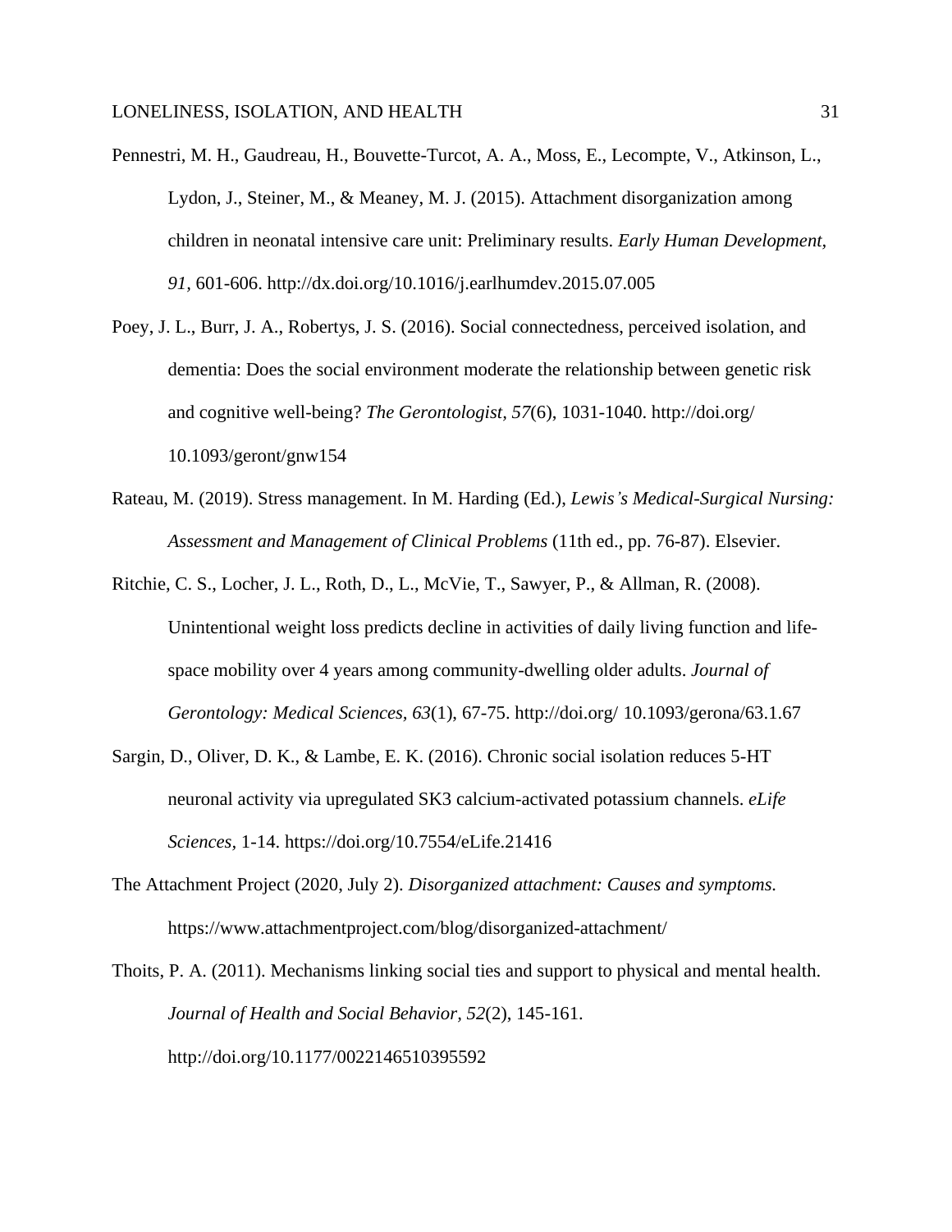Pennestri, M. H., Gaudreau, H., Bouvette-Turcot, A. A., Moss, E., Lecompte, V., Atkinson, L., Lydon, J., Steiner, M., & Meaney, M. J. (2015). Attachment disorganization among children in neonatal intensive care unit: Preliminary results. *Early Human Development, 91*, 601-606. http://dx.doi.org/10.1016/j.earlhumdev.2015.07.005

Poey, J. L., Burr, J. A., Robertys, J. S. (2016). Social connectedness, perceived isolation, and dementia: Does the social environment moderate the relationship between genetic risk and cognitive well-being? *The Gerontologist, 57*(6), 1031-1040. http://doi.org/ 10.1093/geront/gnw154

Rateau, M. (2019). Stress management. In M. Harding (Ed.), *Lewis's Medical-Surgical Nursing: Assessment and Management of Clinical Problems* (11th ed., pp. 76-87). Elsevier.

Ritchie, C. S., Locher, J. L., Roth, D., L., McVie, T., Sawyer, P., & Allman, R. (2008). Unintentional weight loss predicts decline in activities of daily living function and life-space mobility over 4 years among community-dwelling older adults. *Journal of Gerontology: Medical Sciences, 63*(1), 67-75. http://doi.org/ 10.1093/gerona/63.1.67

Sargin, D., Oliver, D. K., & Lambe, E. K. (2016). Chronic social isolation reduces 5-HT neuronal activity via upregulated SK3 calcium-activated potassium channels. *eLife Sciences*, 1-14. https://doi.org/10.7554/eLife.21416

The Attachment Project (2020, July 2). *Disorganized attachment: Causes and symptoms.* https://www.attachmentproject.com/blog/disorganized-attachment/

Thoits, P. A. (2011). Mechanisms linking social ties and support to physical and mental health. *Journal of Health and Social Behavior, 52*(2), 145-161. http://doi.org/10.1177/0022146510395592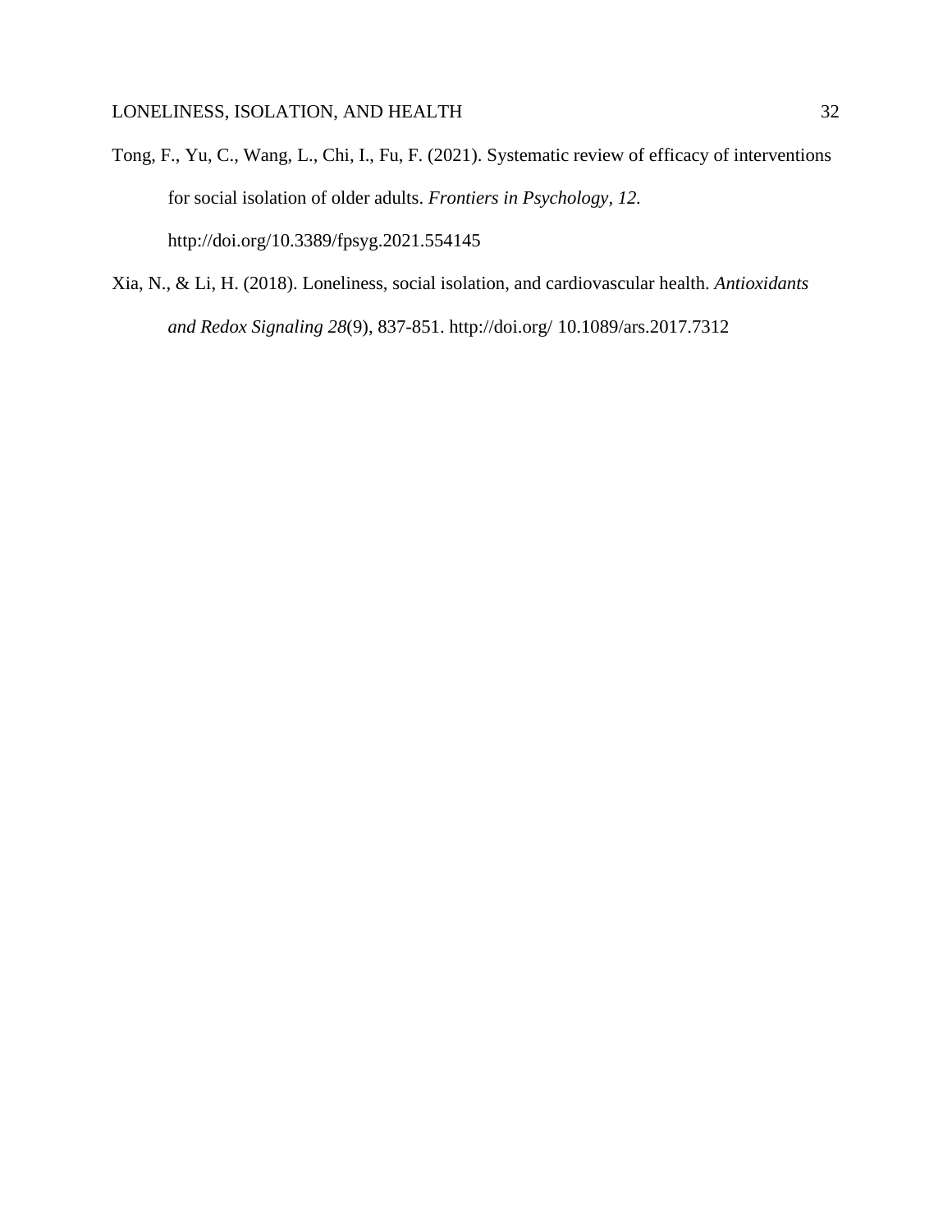Tong, F., Yu, C., Wang, L., Chi, I., Fu, F. (2021). Systematic review of efficacy of interventions for social isolation of older adults. *Frontiers in Psychology*, *12*. http://doi.org/10.3389/fpsyg.2021.554145

Xia, N., & Li, H. (2018). Loneliness, social isolation, and cardiovascular health. *Antioxidants and Redox Signaling 28*(9), 837-851. http://doi.org/ 10.1089/ars.2017.7312